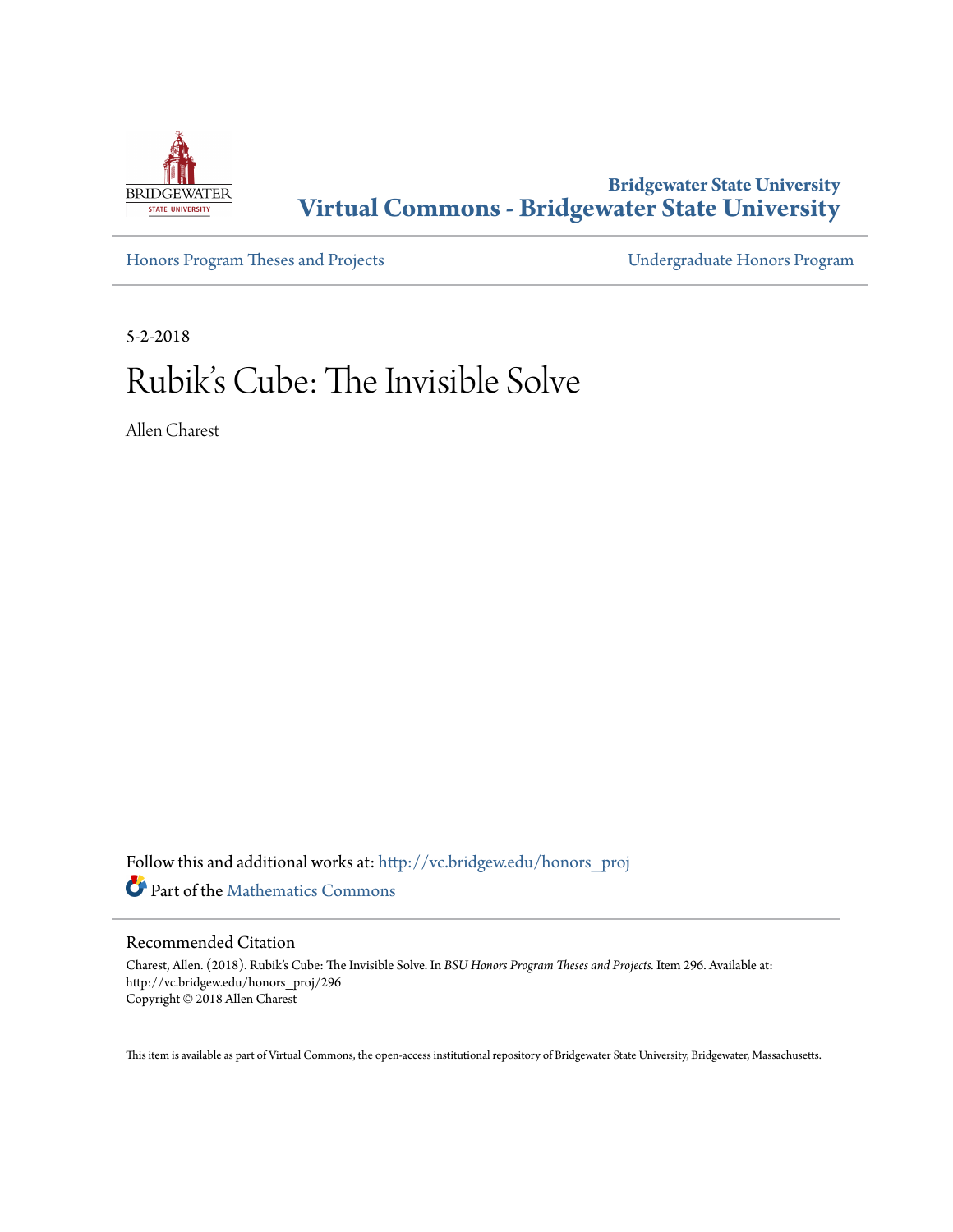Bridgewater State University

# Virtual Commons - Bridgewater State University

Honors Program Theses and Projects

Undergraduate Honors Program

5-2-2018

# Rubik's Cube: The Invisible Solve

Allen Charest

Follow this and additional works at: http://vc.bridgew.edu/honors_proj

Part of the Mathematics Commons

## Recommended Citation

Charest, Allen. (2018). Rubik's Cube: The Invisible Solve. In *BSU Honors Program Theses and Projects.* Item 296. Available at: http://vc.bridgew.edu/honors_proj/296

Copyright © 2018 Allen Charest

This item is available as part of Virtual Commons, the open-access institutional repository of Bridgewater State University, Bridgewater, Massachusetts.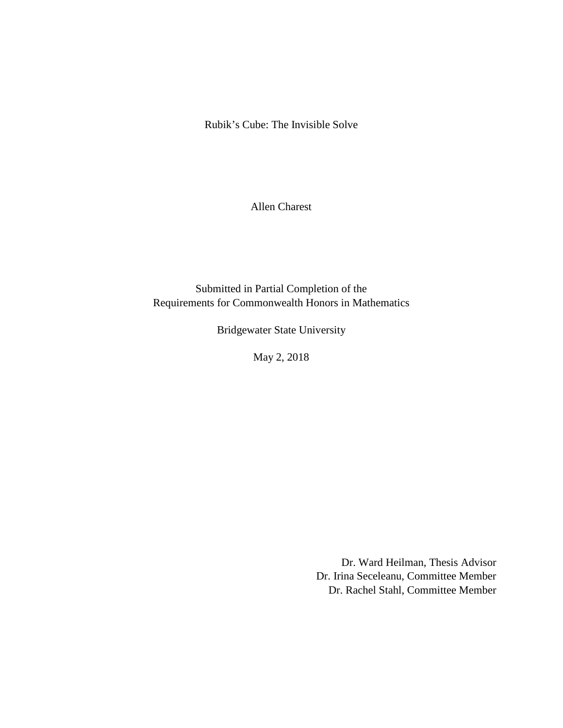Rubik's Cube: The Invisible Solve

Allen Charest

Submitted in Partial Completion of the
Requirements for Commonwealth Honors in Mathematics

Bridgewater State University

May 2, 2018

Dr. Ward Heilman, Thesis Advisor
Dr. Irina Seceleanu, Committee Member
Dr. Rachel Stahl, Committee Member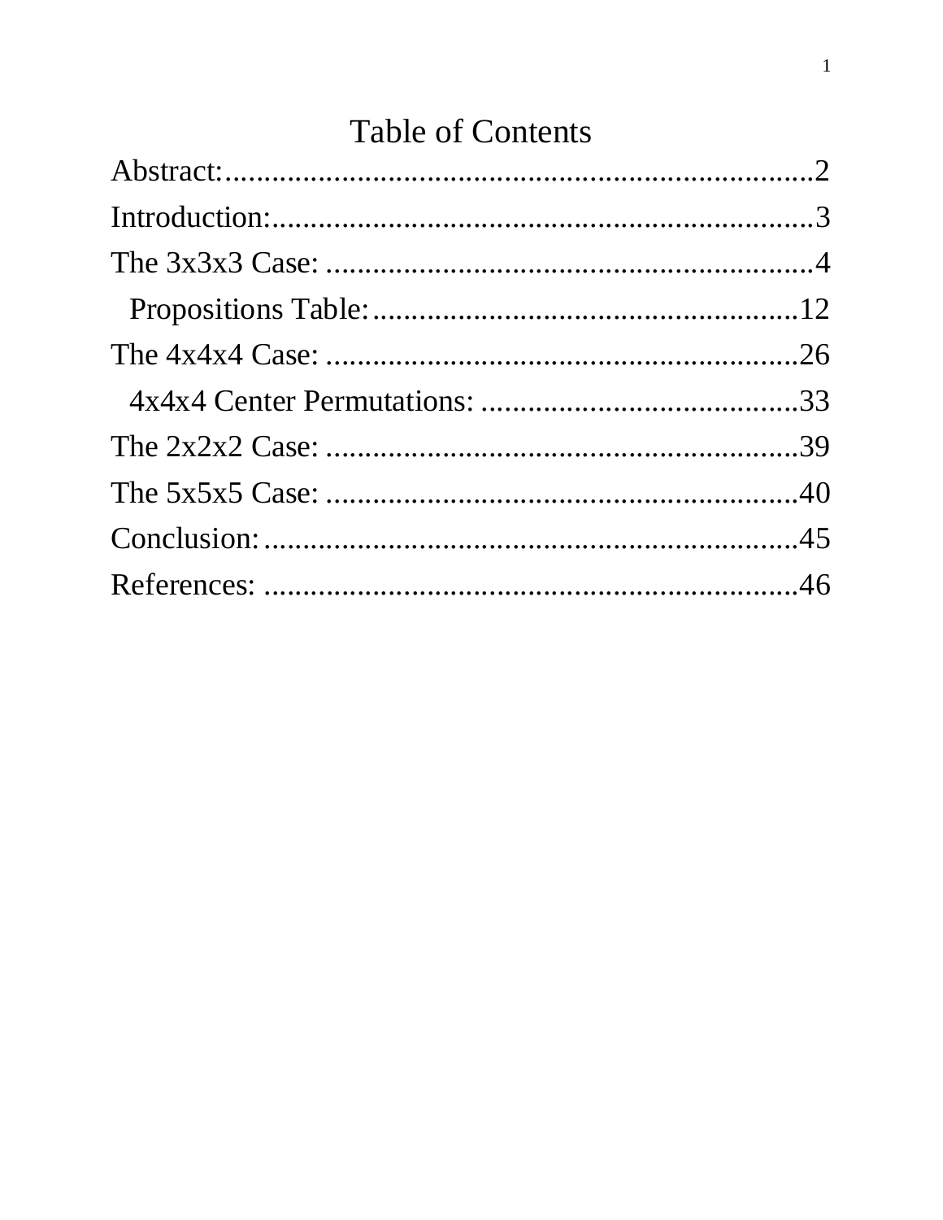# Table of Contents

Abstract:.................................................................2

Introduction:.............................................................3

The 3x3x3 Case: .........................................................4

  Propositions Table:...................................................12

The 4x4x4 Case: .........................................................26

  4x4x4 Center Permutations: .....................................33

The 2x2x2 Case: .........................................................39

The 5x5x5 Case: .........................................................40

Conclusion:...............................................................45

References: ..............................................................46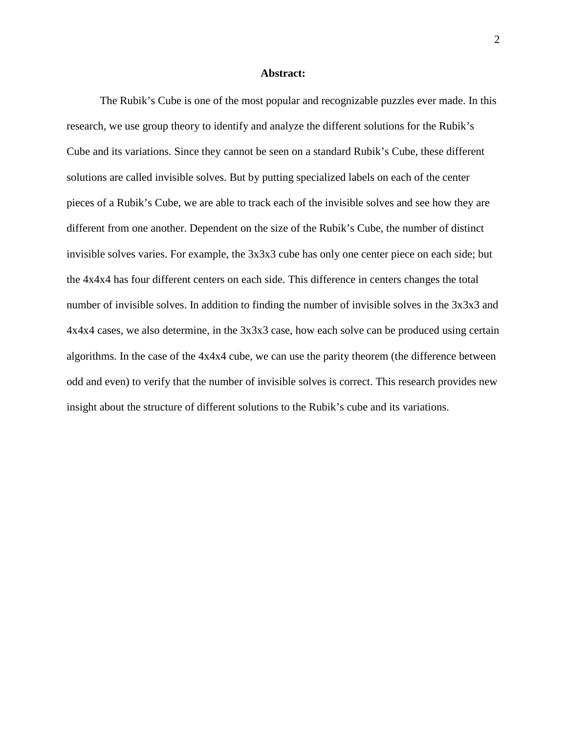**Abstract:**

The Rubik’s Cube is one of the most popular and recognizable puzzles ever made. In this research, we use group theory to identify and analyze the different solutions for the Rubik’s Cube and its variations. Since they cannot be seen on a standard Rubik’s Cube, these different solutions are called invisible solves. But by putting specialized labels on each of the center pieces of a Rubik’s Cube, we are able to track each of the invisible solves and see how they are different from one another. Dependent on the size of the Rubik’s Cube, the number of distinct invisible solves varies. For example, the 3x3x3 cube has only one center piece on each side; but the 4x4x4 has four different centers on each side. This difference in centers changes the total number of invisible solves. In addition to finding the number of invisible solves in the 3x3x3 and 4x4x4 cases, we also determine, in the 3x3x3 case, how each solve can be produced using certain algorithms. In the case of the 4x4x4 cube, we can use the parity theorem (the difference between odd and even) to verify that the number of invisible solves is correct. This research provides new insight about the structure of different solutions to the Rubik’s cube and its variations.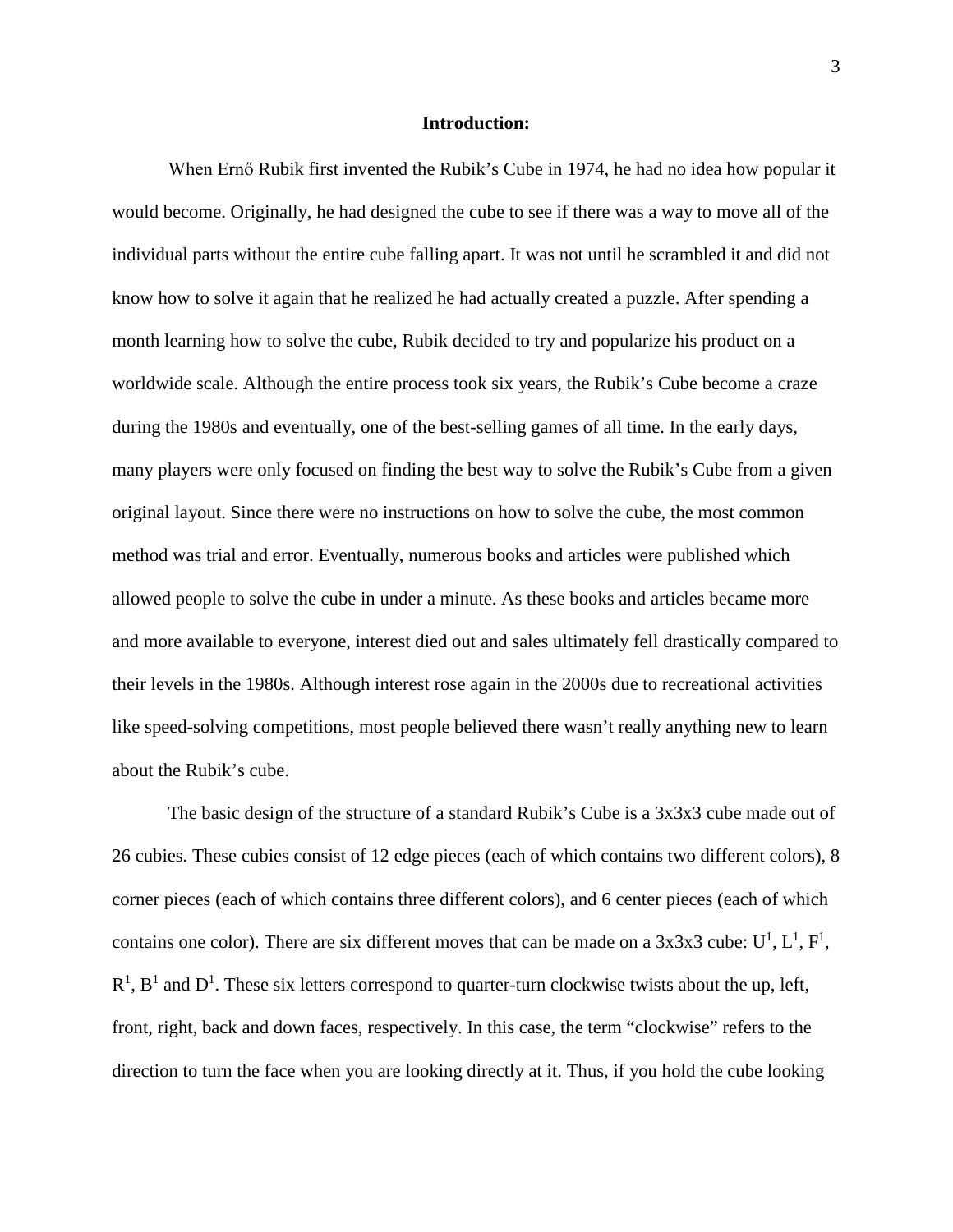**Introduction:**

When Ernő Rubik first invented the Rubik's Cube in 1974, he had no idea how popular it would become. Originally, he had designed the cube to see if there was a way to move all of the individual parts without the entire cube falling apart. It was not until he scrambled it and did not know how to solve it again that he realized he had actually created a puzzle. After spending a month learning how to solve the cube, Rubik decided to try and popularize his product on a worldwide scale. Although the entire process took six years, the Rubik's Cube become a craze during the 1980s and eventually, one of the best-selling games of all time. In the early days, many players were only focused on finding the best way to solve the Rubik's Cube from a given original layout. Since there were no instructions on how to solve the cube, the most common method was trial and error. Eventually, numerous books and articles were published which allowed people to solve the cube in under a minute. As these books and articles became more and more available to everyone, interest died out and sales ultimately fell drastically compared to their levels in the 1980s. Although interest rose again in the 2000s due to recreational activities like speed-solving competitions, most people believed there wasn't really anything new to learn about the Rubik's cube.

The basic design of the structure of a standard Rubik's Cube is a 3x3x3 cube made out of 26 cubies. These cubies consist of 12 edge pieces (each of which contains two different colors), 8 corner pieces (each of which contains three different colors), and 6 center pieces (each of which contains one color). There are six different moves that can be made on a 3x3x3 cube: $U^1$, $L^1$, $F^1$, $R^1$, $B^1$ and $D^1$. These six letters correspond to quarter-turn clockwise twists about the up, left, front, right, back and down faces, respectively. In this case, the term "clockwise" refers to the direction to turn the face when you are looking directly at it. Thus, if you hold the cube looking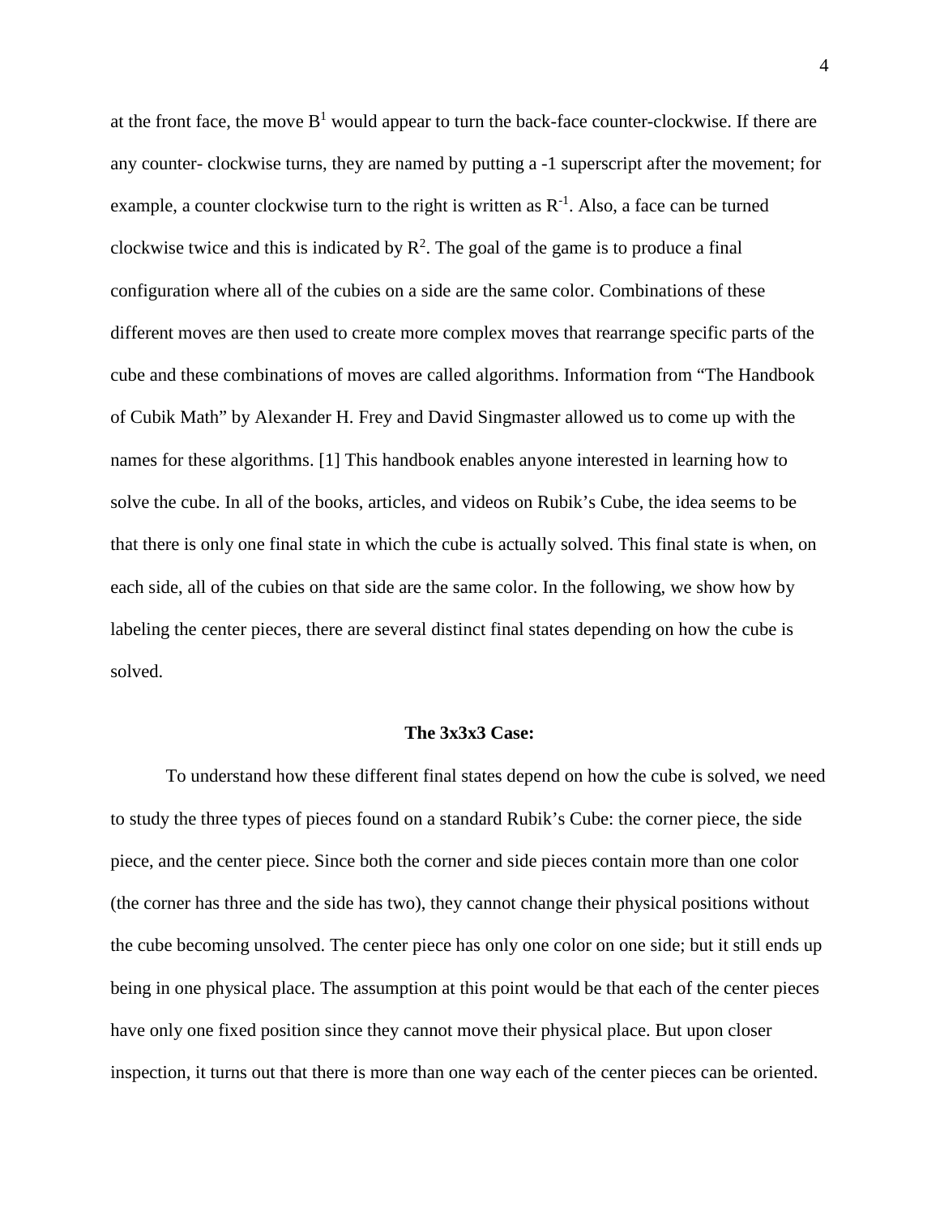at the front face, the move $B^1$ would appear to turn the back-face counter-clockwise. If there are any counter- clockwise turns, they are named by putting a -1 superscript after the movement; for example, a counter clockwise turn to the right is written as $R^{-1}$. Also, a face can be turned clockwise twice and this is indicated by $R^2$. The goal of the game is to produce a final configuration where all of the cubies on a side are the same color. Combinations of these different moves are then used to create more complex moves that rearrange specific parts of the cube and these combinations of moves are called algorithms. Information from "The Handbook of Cubik Math" by Alexander H. Frey and David Singmaster allowed us to come up with the names for these algorithms. [1] This handbook enables anyone interested in learning how to solve the cube. In all of the books, articles, and videos on Rubik's Cube, the idea seems to be that there is only one final state in which the cube is actually solved. This final state is when, on each side, all of the cubies on that side are the same color. In the following, we show how by labeling the center pieces, there are several distinct final states depending on how the cube is solved.

**The 3x3x3 Case:**

To understand how these different final states depend on how the cube is solved, we need to study the three types of pieces found on a standard Rubik's Cube: the corner piece, the side piece, and the center piece. Since both the corner and side pieces contain more than one color (the corner has three and the side has two), they cannot change their physical positions without the cube becoming unsolved. The center piece has only one color on one side; but it still ends up being in one physical place. The assumption at this point would be that each of the center pieces have only one fixed position since they cannot move their physical place. But upon closer inspection, it turns out that there is more than one way each of the center pieces can be oriented.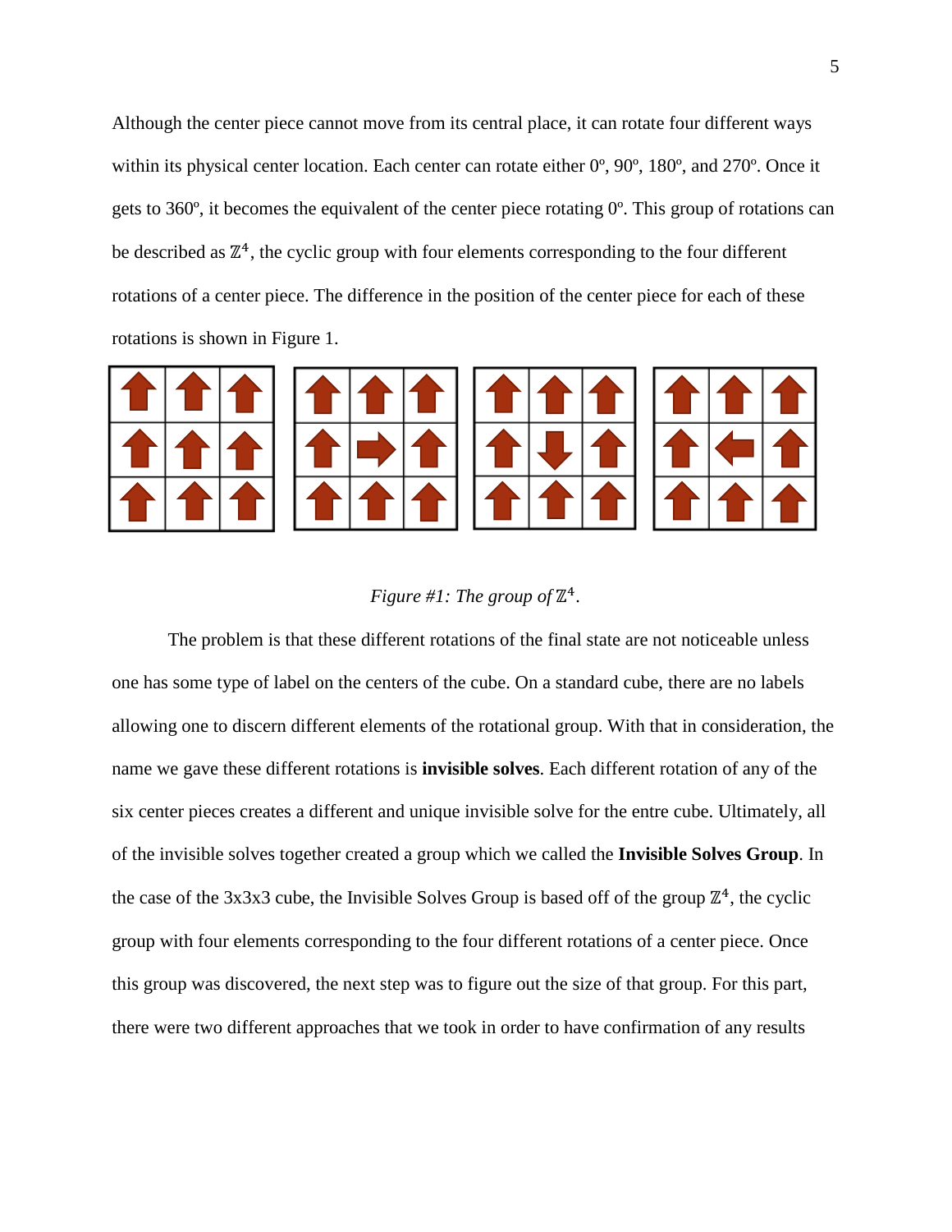Although the center piece cannot move from its central place, it can rotate four different ways within its physical center location. Each center can rotate either 0º, 90º, 180º, and 270º. Once it gets to 360º, it becomes the equivalent of the center piece rotating 0º. This group of rotations can be described as $\mathbb{Z}^4$, the cyclic group with four elements corresponding to the four different rotations of a center piece. The difference in the position of the center piece for each of these rotations is shown in Figure 1.

*Figure #1: The group of* $\mathbb{Z}^4$.

The problem is that these different rotations of the final state are not noticeable unless one has some type of label on the centers of the cube. On a standard cube, there are no labels allowing one to discern different elements of the rotational group. With that in consideration, the name we gave these different rotations is **invisible solves**. Each different rotation of any of the six center pieces creates a different and unique invisible solve for the entre cube. Ultimately, all of the invisible solves together created a group which we called the **Invisible Solves Group**. In the case of the 3x3x3 cube, the Invisible Solves Group is based off of the group $\mathbb{Z}^4$, the cyclic group with four elements corresponding to the four different rotations of a center piece. Once this group was discovered, the next step was to figure out the size of that group. For this part, there were two different approaches that we took in order to have confirmation of any results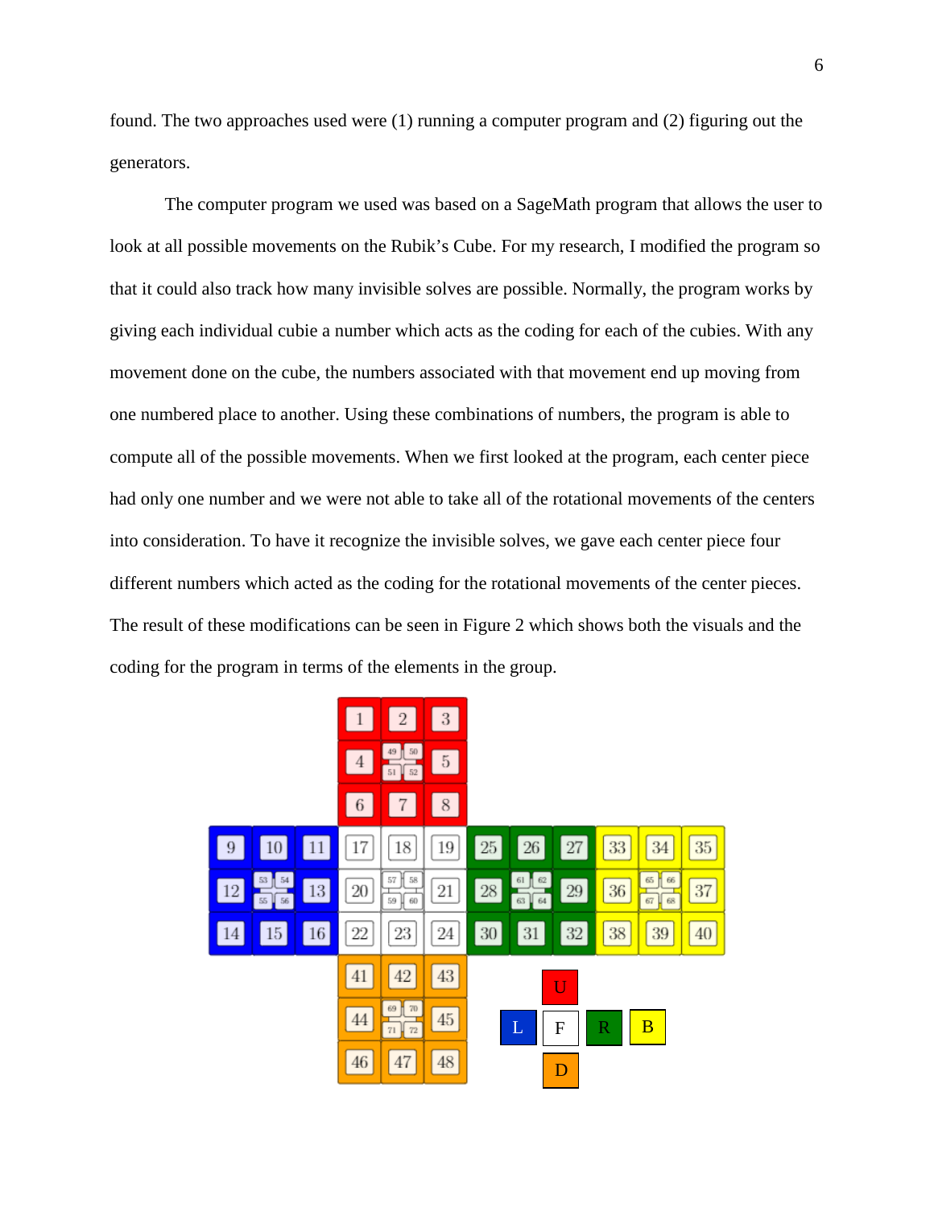found. The two approaches used were (1) running a computer program and (2) figuring out the generators.

The computer program we used was based on a SageMath program that allows the user to look at all possible movements on the Rubik's Cube. For my research, I modified the program so that it could also track how many invisible solves are possible. Normally, the program works by giving each individual cubie a number which acts as the coding for each of the cubies. With any movement done on the cube, the numbers associated with that movement end up moving from one numbered place to another. Using these combinations of numbers, the program is able to compute all of the possible movements. When we first looked at the program, each center piece had only one number and we were not able to take all of the rotational movements of the centers into consideration. To have it recognize the invisible solves, we gave each center piece four different numbers which acted as the coding for the rotational movements of the center pieces. The result of these modifications can be seen in Figure 2 which shows both the visuals and the coding for the program in terms of the elements in the group.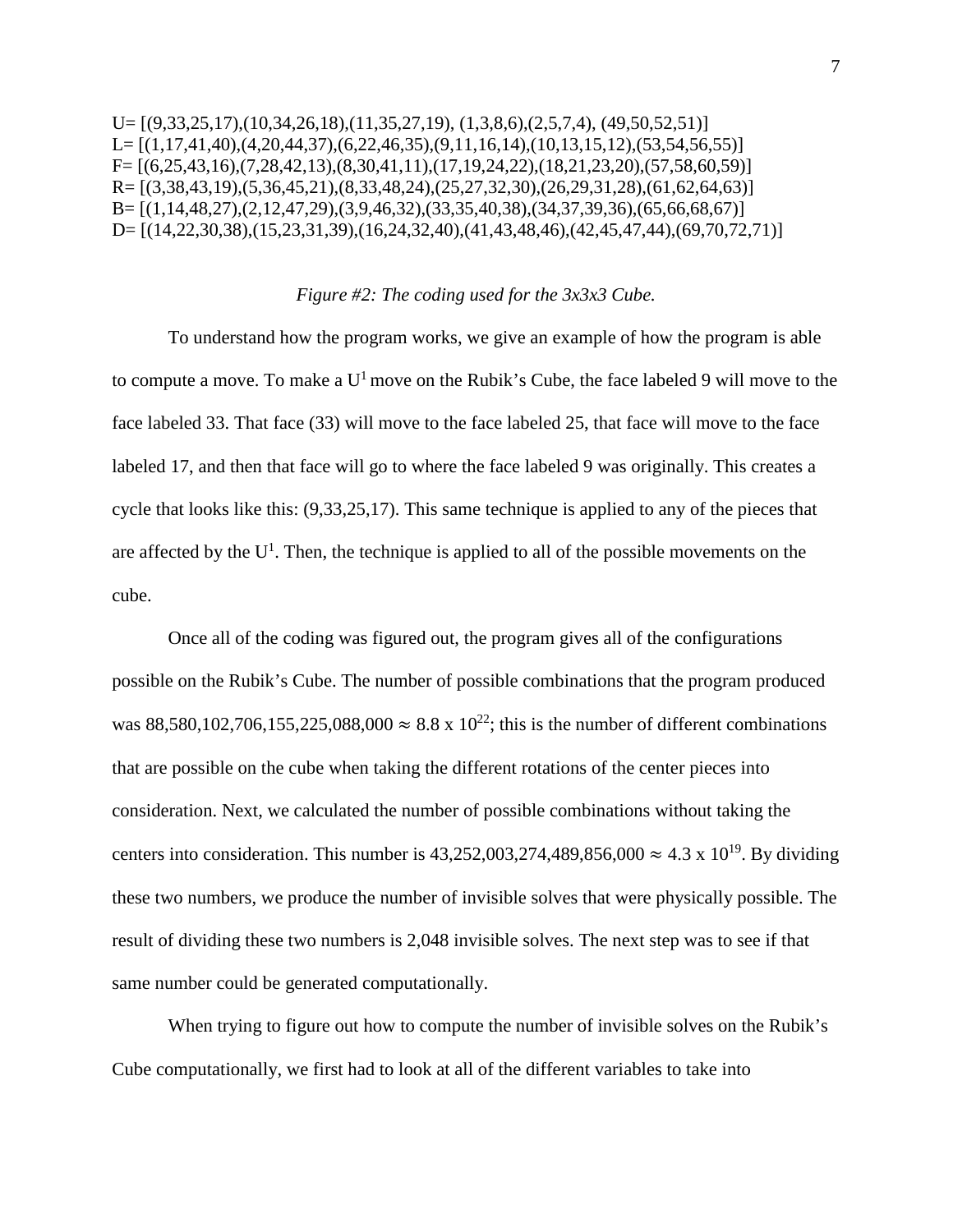U= [(9,33,25,17),(10,34,26,18),(11,35,27,19), (1,3,8,6),(2,5,7,4), (49,50,52,51)]
L= [(1,17,41,40),(4,20,44,37),(6,22,46,35),(9,11,16,14),(10,13,15,12),(53,54,56,55)]
F= [(6,25,43,16),(7,28,42,13),(8,30,41,11),(17,19,24,22),(18,21,23,20),(57,58,60,59)]
R= [(3,38,43,19),(5,36,45,21),(8,33,48,24),(25,27,32,30),(26,29,31,28),(61,62,64,63)]
B= [(1,14,48,27),(2,12,47,29),(3,9,46,32),(33,35,40,38),(34,37,39,36),(65,66,68,67)]
D= [(14,22,30,38),(15,23,31,39),(16,24,32,40),(41,43,48,46),(42,45,47,44),(69,70,72,71)]

*Figure #2: The coding used for the 3x3x3 Cube.*

To understand how the program works, we give an example of how the program is able to compute a move. To make a $U^1$ move on the Rubik's Cube, the face labeled 9 will move to the face labeled 33. That face (33) will move to the face labeled 25, that face will move to the face labeled 17, and then that face will go to where the face labeled 9 was originally. This creates a cycle that looks like this: (9,33,25,17). This same technique is applied to any of the pieces that are affected by the $U^1$. Then, the technique is applied to all of the possible movements on the cube.

Once all of the coding was figured out, the program gives all of the configurations possible on the Rubik's Cube. The number of possible combinations that the program produced was 88,580,102,706,155,225,088,000 $\approx 8.8 \times 10^{22}$; this is the number of different combinations that are possible on the cube when taking the different rotations of the center pieces into consideration. Next, we calculated the number of possible combinations without taking the centers into consideration. This number is 43,252,003,274,489,856,000 $\approx 4.3 \times 10^{19}$. By dividing these two numbers, we produce the number of invisible solves that were physically possible. The result of dividing these two numbers is 2,048 invisible solves. The next step was to see if that same number could be generated computationally.

When trying to figure out how to compute the number of invisible solves on the Rubik's Cube computationally, we first had to look at all of the different variables to take into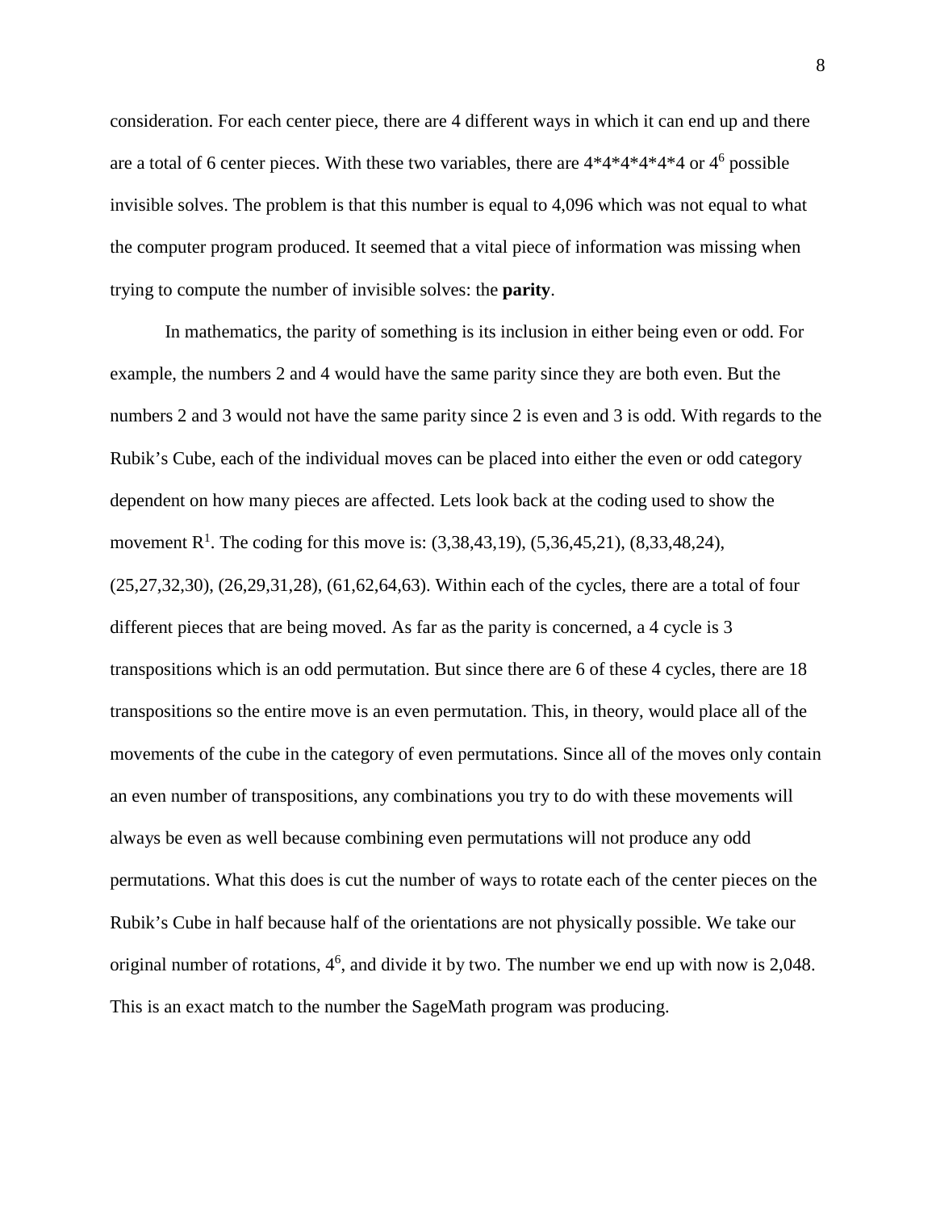consideration. For each center piece, there are 4 different ways in which it can end up and there are a total of 6 center pieces. With these two variables, there are 4*4*4*4*4*4 or $4^6$ possible invisible solves. The problem is that this number is equal to 4,096 which was not equal to what the computer program produced. It seemed that a vital piece of information was missing when trying to compute the number of invisible solves: the **parity**.

In mathematics, the parity of something is its inclusion in either being even or odd. For example, the numbers 2 and 4 would have the same parity since they are both even. But the numbers 2 and 3 would not have the same parity since 2 is even and 3 is odd. With regards to the Rubik's Cube, each of the individual moves can be placed into either the even or odd category dependent on how many pieces are affected. Lets look back at the coding used to show the movement $R^1$. The coding for this move is: (3,38,43,19), (5,36,45,21), (8,33,48,24), (25,27,32,30), (26,29,31,28), (61,62,64,63). Within each of the cycles, there are a total of four different pieces that are being moved. As far as the parity is concerned, a 4 cycle is 3 transpositions which is an odd permutation. But since there are 6 of these 4 cycles, there are 18 transpositions so the entire move is an even permutation. This, in theory, would place all of the movements of the cube in the category of even permutations. Since all of the moves only contain an even number of transpositions, any combinations you try to do with these movements will always be even as well because combining even permutations will not produce any odd permutations. What this does is cut the number of ways to rotate each of the center pieces on the Rubik's Cube in half because half of the orientations are not physically possible. We take our original number of rotations, $4^6$, and divide it by two. The number we end up with now is 2,048. This is an exact match to the number the SageMath program was producing.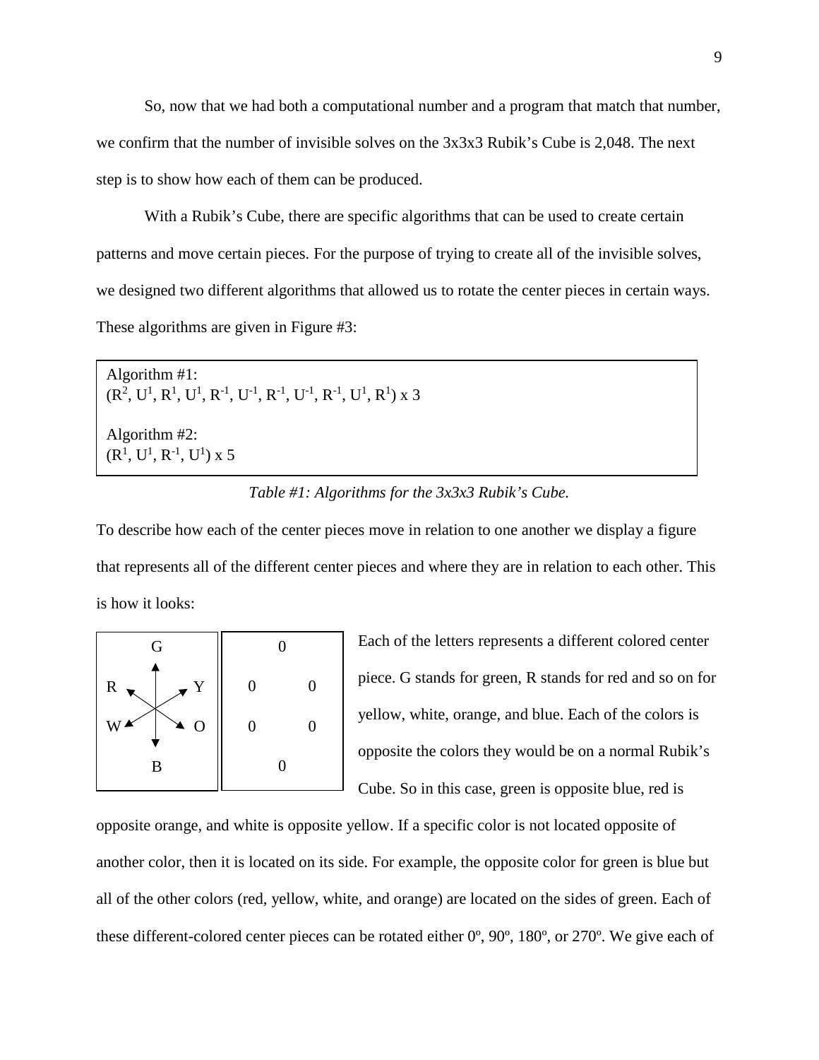So, now that we had both a computational number and a program that match that number, we confirm that the number of invisible solves on the 3x3x3 Rubik's Cube is 2,048. The next step is to show how each of them can be produced.

With a Rubik's Cube, there are specific algorithms that can be used to create certain patterns and move certain pieces. For the purpose of trying to create all of the invisible solves, we designed two different algorithms that allowed us to rotate the center pieces in certain ways. These algorithms are given in Figure #3:

| |
|---|
| Algorithm #1: $(R^2, U^1, R^1, U^1, R^{-1}, U^{-1}, R^{-1}, U^{-1}, R^{-1}, U^1, R^1) \times 3$ |
| Algorithm #2: $(R^1, U^1, R^{-1}, U^1) \times 5$ |

*Table #1: Algorithms for the 3x3x3 Rubik's Cube.*

To describe how each of the center pieces move in relation to one another we display a figure that represents all of the different center pieces and where they are in relation to each other. This is how it looks:

| | | |
|---|---|---|
| | G | |
| R | | Y |
| W | | O |
| | B | |

| | | |
|---|---|---|
| | 0 | |
| 0 | | 0 |
| 0 | | 0 |
| | 0 | |

Each of the letters represents a different colored center piece. G stands for green, R stands for red and so on for yellow, white, orange, and blue. Each of the colors is opposite the colors they would be on a normal Rubik's Cube. So in this case, green is opposite blue, red is opposite orange, and white is opposite yellow. If a specific color is not located opposite of another color, then it is located on its side. For example, the opposite color for green is blue but all of the other colors (red, yellow, white, and orange) are located on the sides of green. Each of these different-colored center pieces can be rotated either 0º, 90º, 180º, or 270º. We give each of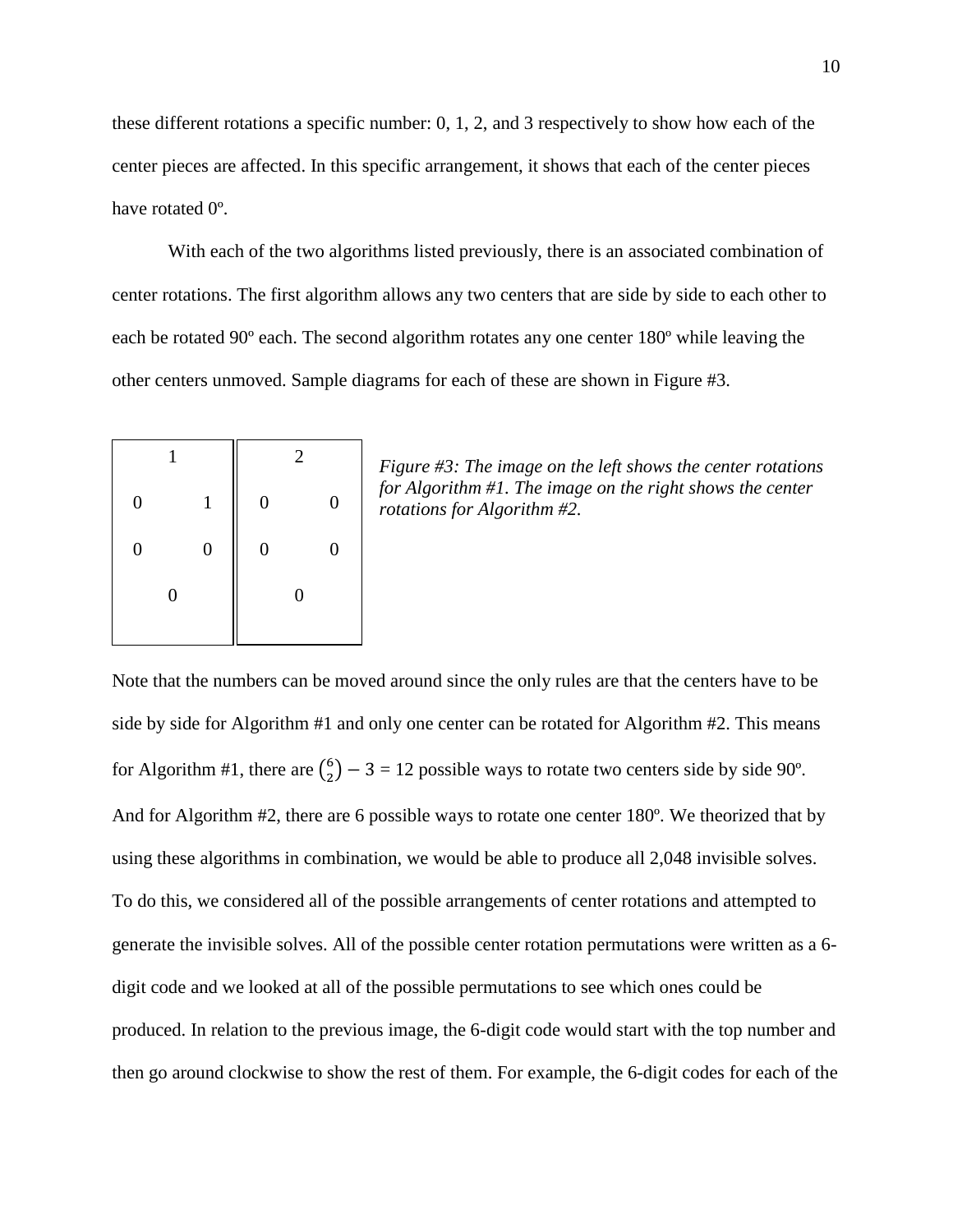these different rotations a specific number: 0, 1, 2, and 3 respectively to show how each of the center pieces are affected. In this specific arrangement, it shows that each of the center pieces have rotated 0º.

With each of the two algorithms listed previously, there is an associated combination of center rotations. The first algorithm allows any two centers that are side by side to each other to each be rotated 90º each. The second algorithm rotates any one center 180º while leaving the other centers unmoved. Sample diagrams for each of these are shown in Figure #3.

| Algorithm #1 | | Algorithm #2 | |
|---|---|---|---|
| 1 | | 2 | |
| 0 | 1 | 0 | 0 |
| 0 | 0 | 0 | 0 |
| 0 | | 0 | |

*Figure #3: The image on the left shows the center rotations for Algorithm #1. The image on the right shows the center rotations for Algorithm #2.*

Note that the numbers can be moved around since the only rules are that the centers have to be side by side for Algorithm #1 and only one center can be rotated for Algorithm #2. This means for Algorithm #1, there are $\binom{6}{2} - 3 = 12$ possible ways to rotate two centers side by side 90º. And for Algorithm #2, there are 6 possible ways to rotate one center 180º. We theorized that by using these algorithms in combination, we would be able to produce all 2,048 invisible solves. To do this, we considered all of the possible arrangements of center rotations and attempted to generate the invisible solves. All of the possible center rotation permutations were written as a 6-digit code and we looked at all of the possible permutations to see which ones could be produced. In relation to the previous image, the 6-digit code would start with the top number and then go around clockwise to show the rest of them. For example, the 6-digit codes for each of the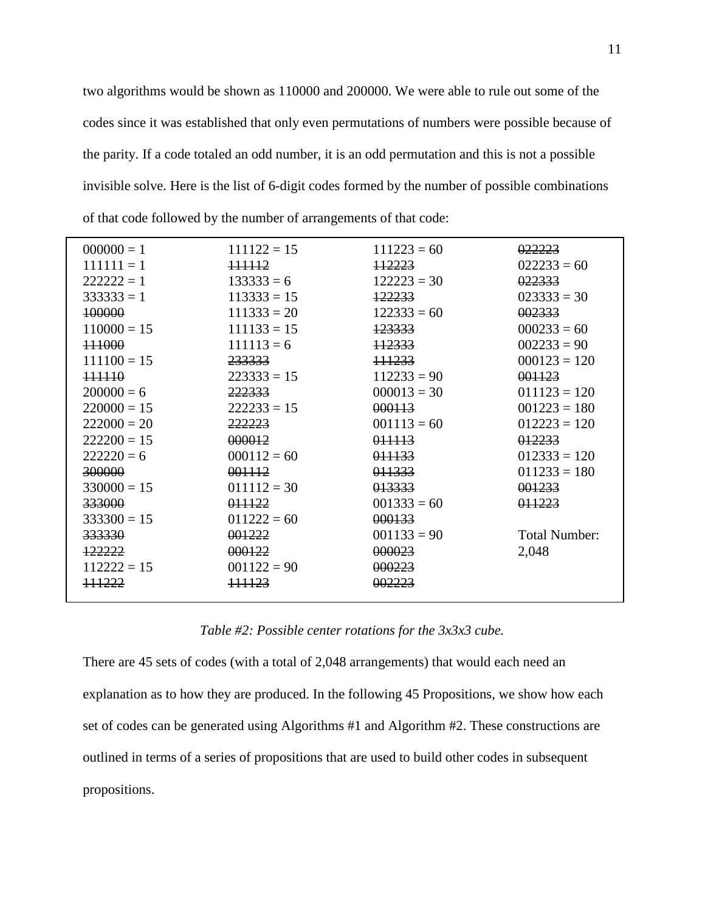two algorithms would be shown as 110000 and 200000. We were able to rule out some of the codes since it was established that only even permutations of numbers were possible because of the parity. If a code totaled an odd number, it is an odd permutation and this is not a possible invisible solve. Here is the list of 6-digit codes formed by the number of possible combinations of that code followed by the number of arrangements of that code:

| | | | |
|---|---|---|---|
| 000000 = 1 | 111122 = 15 | 111223 = 60 | ~~022223~~ |
| 111111 = 1 | ~~111112~~ | ~~112223~~ | 022233 = 60 |
| 222222 = 1 | 133333 = 6 | 122223 = 30 | ~~022333~~ |
| 333333 = 1 | 113333 = 15 | ~~122233~~ | 023333 = 30 |
| ~~100000~~ | 111333 = 20 | 122333 = 60 | ~~002333~~ |
| 110000 = 15 | 111133 = 15 | ~~123333~~ | 000233 = 60 |
| ~~111000~~ | 111113 = 6 | ~~112333~~ | 002233 = 90 |
| 111100 = 15 | ~~233333~~ | ~~111233~~ | 000123 = 120 |
| ~~111110~~ | 223333 = 15 | 112233 = 90 | ~~001123~~ |
| 200000 = 6 | ~~222333~~ | 000013 = 30 | 011123 = 120 |
| 220000 = 15 | 222233 = 15 | ~~000113~~ | 001223 = 180 |
| 222000 = 20 | ~~222223~~ | 001113 = 60 | 012223 = 120 |
| 222200 = 15 | ~~000012~~ | ~~011113~~ | ~~012233~~ |
| 222220 = 6 | 000112 = 60 | ~~011133~~ | 012333 = 120 |
| ~~300000~~ | ~~001112~~ | ~~011333~~ | 011233 = 180 |
| 330000 = 15 | 011112 = 30 | ~~013333~~ | ~~001233~~ |
| ~~333000~~ | ~~011122~~ | 001333 = 60 | ~~011223~~ |
| 333300 = 15 | 011222 = 60 | ~~000133~~ | |
| ~~333330~~ | ~~001222~~ | 001133 = 90 | Total Number: |
| ~~122222~~ | ~~000122~~ | ~~000023~~ | 2,048 |
| 112222 = 15 | 001122 = 90 | ~~000223~~ | |
| ~~111222~~ | ~~111123~~ | ~~002223~~ | |

*Table #2: Possible center rotations for the 3x3x3 cube.*

There are 45 sets of codes (with a total of 2,048 arrangements) that would each need an explanation as to how they are produced. In the following 45 Propositions, we show how each set of codes can be generated using Algorithms #1 and Algorithm #2. These constructions are outlined in terms of a series of propositions that are used to build other codes in subsequent propositions.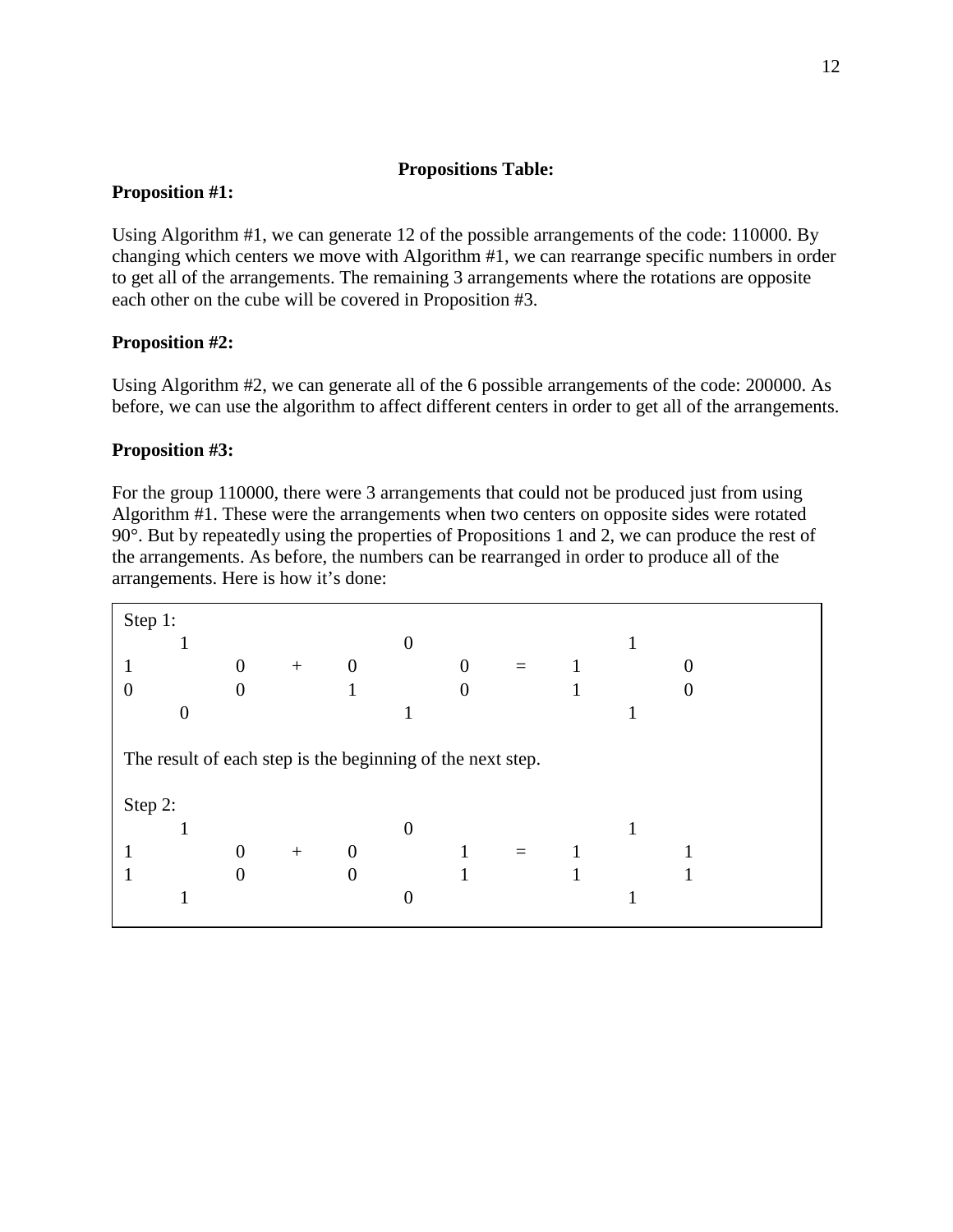**Propositions Table:**

**Proposition #1:**

Using Algorithm #1, we can generate 12 of the possible arrangements of the code: 110000. By changing which centers we move with Algorithm #1, we can rearrange specific numbers in order to get all of the arrangements. The remaining 3 arrangements where the rotations are opposite each other on the cube will be covered in Proposition #3.

**Proposition #2:**

Using Algorithm #2, we can generate all of the 6 possible arrangements of the code: 200000. As before, we can use the algorithm to affect different centers in order to get all of the arrangements.

**Proposition #3:**

For the group 110000, there were 3 arrangements that could not be produced just from using Algorithm #1. These were the arrangements when two centers on opposite sides were rotated 90°. But by repeatedly using the properties of Propositions 1 and 2, we can produce the rest of the arrangements. As before, the numbers can be rearranged in order to produce all of the arrangements. Here is how it's done:

```
Step 1:
     1                   0                   1
1         0    +    0         0    =    1         0
0         0         1         0         1         0
     0                   1                   1

The result of each step is the beginning of the next step.

Step 2:
     1                   0                   1
1         0    +    0         1    =    1         1
1         0         0         1         1         1
     1                   0                   1
```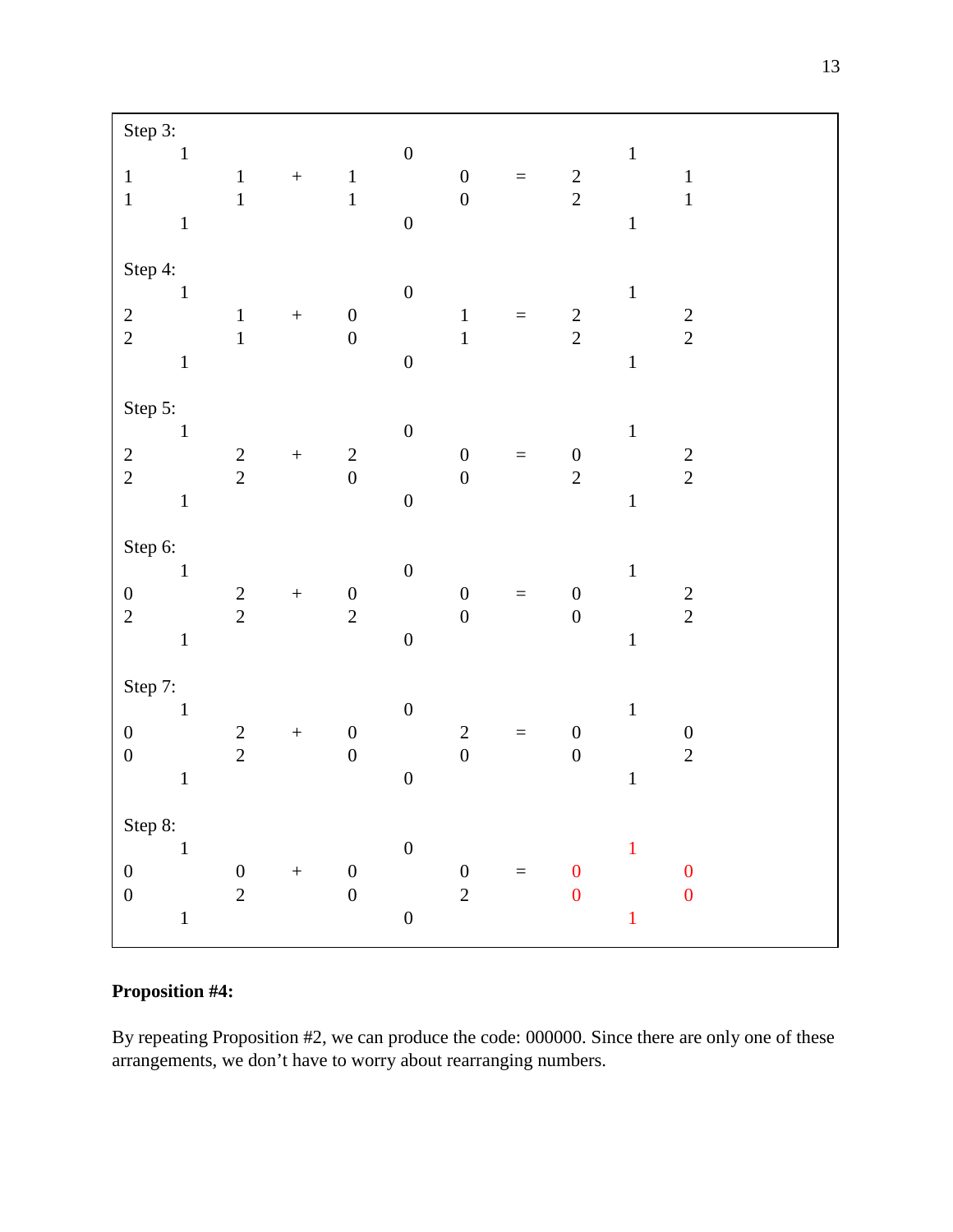```
Step 3:
    1               0               1
1       1   +   1       0   =   2       1
1       1       1       0       2       1
    1               0               1

Step 4:
    1               0               1
2       1   +   0       1   =   2       2
2       1       0       1       2       2
    1               0               1

Step 5:
    1               0               1
2       2   +   2       0   =   0       2
2       2       0       0       2       2
    1               0               1

Step 6:
    1               0               1
0       2   +   0       0   =   0       2
2       2       2       0       0       2
    1               0               1

Step 7:
    1               0               1
0       2   +   0       2   =   0       0
0       2       0       0       0       2
    1               0               1

Step 8:
    1               0               1
0       0   +   0       0   =   0       0
0       2       0       2       0       0
    1               0               1
```

**Proposition #4:**

By repeating Proposition #2, we can produce the code: 000000. Since there are only one of these arrangements, we don't have to worry about rearranging numbers.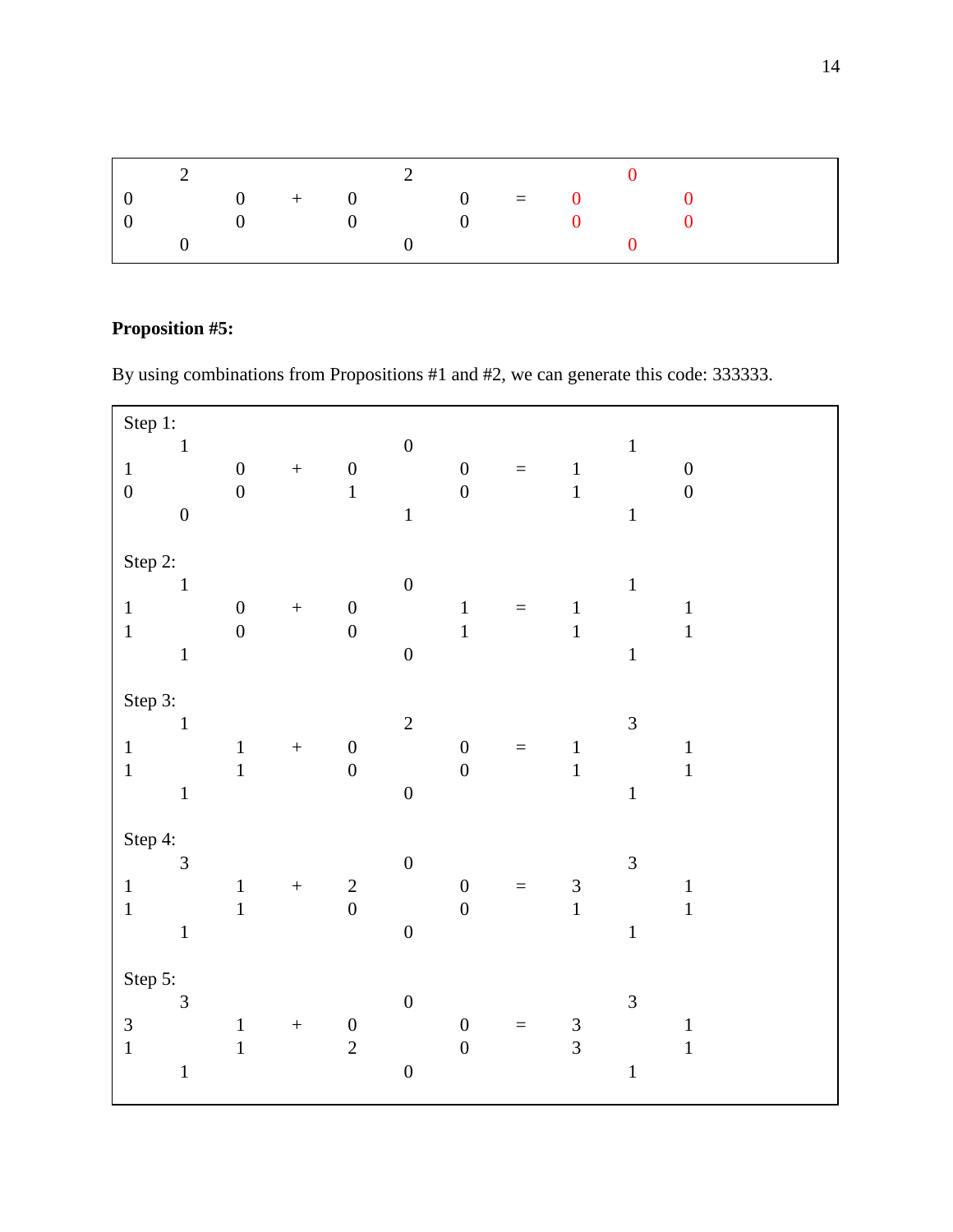```
        2                       2                       0
0               0     +   0             0     =   0             0
0               0         0             0         0             0
        0                       0                       0
```

**Proposition #5:**

By using combinations from Propositions #1 and #2, we can generate this code: 333333.

Step 1:

```
        1                       0                       1
1               0     +   0             0     =   1             0
0               0         1             0         1             0
        0                       1                       1
```

Step 2:

```
        1                       0                       1
1               0     +   0             1     =   1             1
1               0         0             1         1             1
        1                       0                       1
```

Step 3:

```
        1                       2                       3
1               1     +   0             0     =   1             1
1               1         0             0         1             1
        1                       0                       1
```

Step 4:

```
        3                       0                       3
1               1     +   2             0     =   3             1
1               1         0             0         1             1
        1                       0                       1
```

Step 5:

```
        3                       0                       3
3               1     +   0             0     =   3             1
1               1         2             0         3             1
        1                       0                       1
```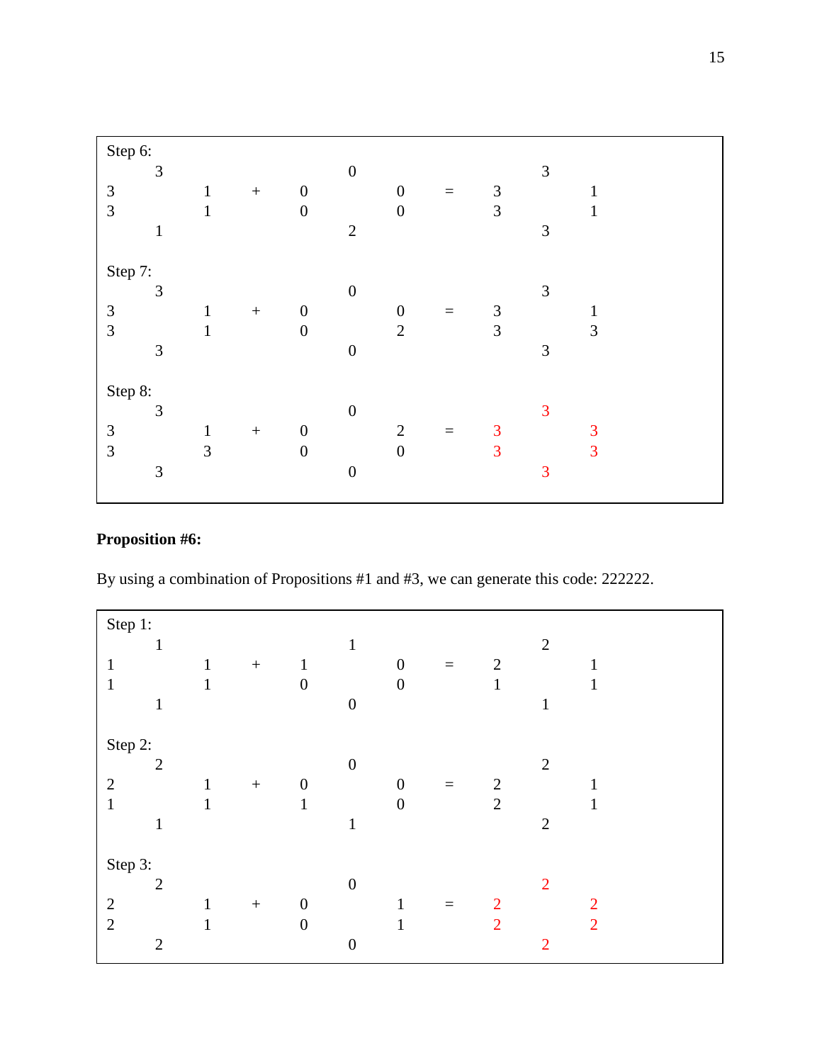```
Step 6:
     3                   0                   3
3         1    +    0         0    =    3         1
3         1         0         0         3         1
     1                   2                   3

Step 7:
     3                   0                   3
3         1    +    0         0    =    3         1
3         1         0         2         3         3
     3                   0                   3

Step 8:
     3                   0                   3
3         1    +    0         2    =    3         3
3         3         0         0         3         3
     3                   0                   3
```

**Proposition #6:**

By using a combination of Propositions #1 and #3, we can generate this code: 222222.

```
Step 1:
     1                   1                   2
1         1    +    1         0    =    2         1
1         1         0         0         1         1
     1                   0                   1

Step 2:
     2                   0                   2
2         1    +    0         0    =    2         1
1         1         1         0         2         1
     1                   1                   2

Step 3:
     2                   0                   2
2         1    +    0         1    =    2         2
2         1         0         1         2         2
     2                   0                   2
```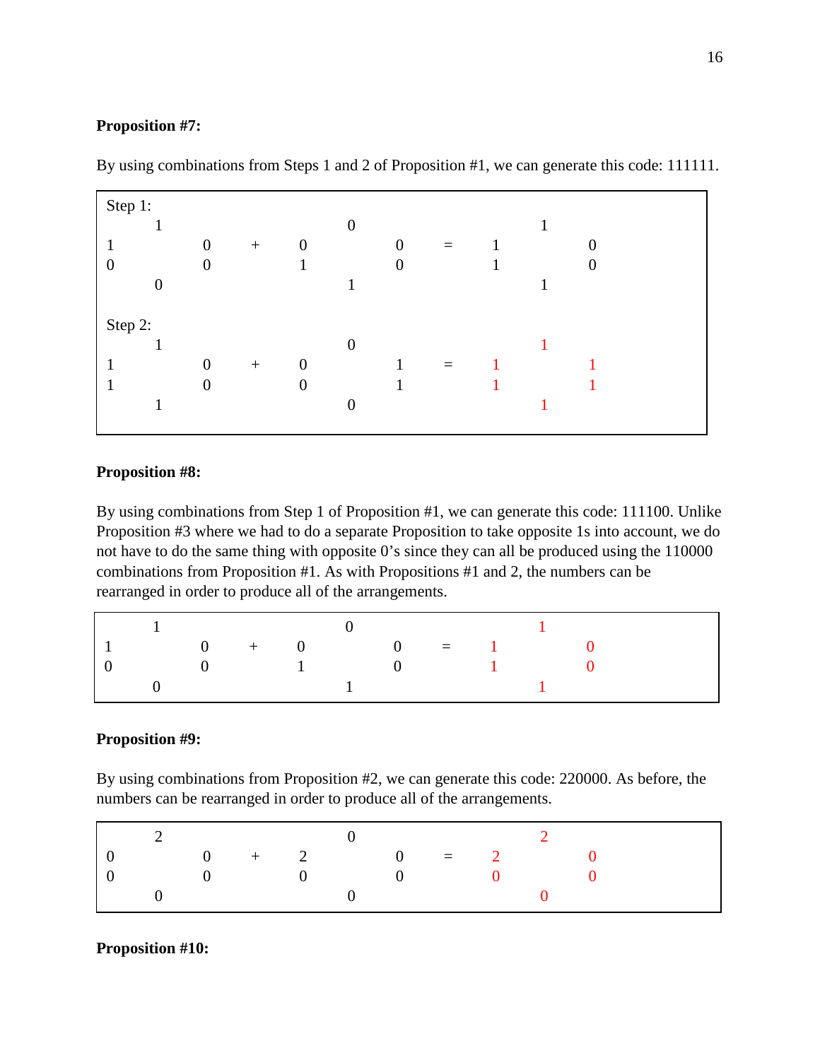**Proposition #7:**

By using combinations from Steps 1 and 2 of Proposition #1, we can generate this code: 111111.

| | | | | | | | | | | | |
|---|---|---|---|---|---|---|---|---|---|---|---|
| Step 1: | | | | | | | | | | | |
| | 1 | | | | 0 | | | | 1 | | |
| 1 | | 0 | + | 0 | | 0 | = | 1 | | 0 | |
| 0 | | 0 | | 1 | | 0 | | 1 | | 0 | |
| | 0 | | | | 1 | | | | 1 | | |
| Step 2: | | | | | | | | | | | |
| | 1 | | | | 0 | | | | 1 | | |
| 1 | | 0 | + | 0 | | 1 | = | 1 | | 1 | |
| 1 | | 0 | | 0 | | 1 | | 1 | | 1 | |
| | 1 | | | | 0 | | | | 1 | | |

**Proposition #8:**

By using combinations from Step 1 of Proposition #1, we can generate this code: 111100. Unlike Proposition #3 where we had to do a separate Proposition to take opposite 1s into account, we do not have to do the same thing with opposite 0's since they can all be produced using the 110000 combinations from Proposition #1. As with Propositions #1 and 2, the numbers can be rearranged in order to produce all of the arrangements.

| | | | | | | | | | | |
|---|---|---|---|---|---|---|---|---|---|---|
| | 1 | | | | 0 | | | | 1 | |
| 1 | | 0 | + | 0 | | 0 | = | 1 | | 0 |
| 0 | | 0 | | 1 | | 0 | | 1 | | 0 |
| | 0 | | | | 1 | | | | 1 | |

**Proposition #9:**

By using combinations from Proposition #2, we can generate this code: 220000. As before, the numbers can be rearranged in order to produce all of the arrangements.

| | | | | | | | | | | |
|---|---|---|---|---|---|---|---|---|---|---|
| | 2 | | | | 0 | | | | 2 | |
| 0 | | 0 | + | 2 | | 0 | = | 2 | | 0 |
| 0 | | 0 | | 0 | | 0 | | 0 | | 0 |
| | 0 | | | | 0 | | | | 0 | |

**Proposition #10:**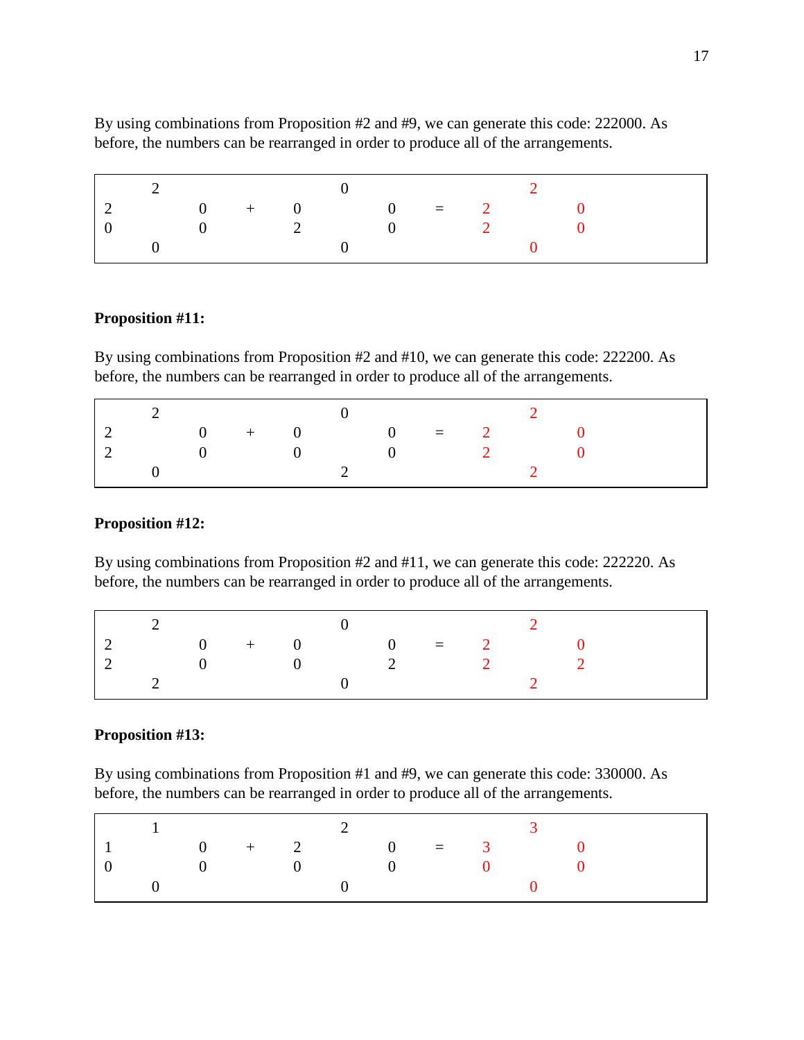By using combinations from Proposition #2 and #9, we can generate this code: 222000. As before, the numbers can be rearranged in order to produce all of the arrangements.

| | 2 | | | | 0 | | | | 2 | |
|---|---|---|---|---|---|---|---|---|---|---|
| 2 | | 0 | + | 0 | | 0 | = | 2 | | 0 |
| 0 | | 0 | | 2 | | 0 | | 2 | | 0 |
| | 0 | | | | 0 | | | | 0 | |

**Proposition #11:**

By using combinations from Proposition #2 and #10, we can generate this code: 222200. As before, the numbers can be rearranged in order to produce all of the arrangements.

| | 2 | | | | 0 | | | | 2 | |
|---|---|---|---|---|---|---|---|---|---|---|
| 2 | | 0 | + | 0 | | 0 | = | 2 | | 0 |
| 2 | | 0 | | 0 | | 0 | | 2 | | 0 |
| | 0 | | | | 2 | | | | 2 | |

**Proposition #12:**

By using combinations from Proposition #2 and #11, we can generate this code: 222220. As before, the numbers can be rearranged in order to produce all of the arrangements.

| | 2 | | | | 0 | | | | 2 | |
|---|---|---|---|---|---|---|---|---|---|---|
| 2 | | 0 | + | 0 | | 0 | = | 2 | | 0 |
| 2 | | 0 | | 0 | | 2 | | 2 | | 2 |
| | 2 | | | | 0 | | | | 2 | |

**Proposition #13:**

By using combinations from Proposition #1 and #9, we can generate this code: 330000. As before, the numbers can be rearranged in order to produce all of the arrangements.

| | 1 | | | | 2 | | | | 3 | |
|---|---|---|---|---|---|---|---|---|---|---|
| 1 | | 0 | + | 2 | | 0 | = | 3 | | 0 |
| 0 | | 0 | | 0 | | 0 | | 0 | | 0 |
| | 0 | | | | 0 | | | | 0 | |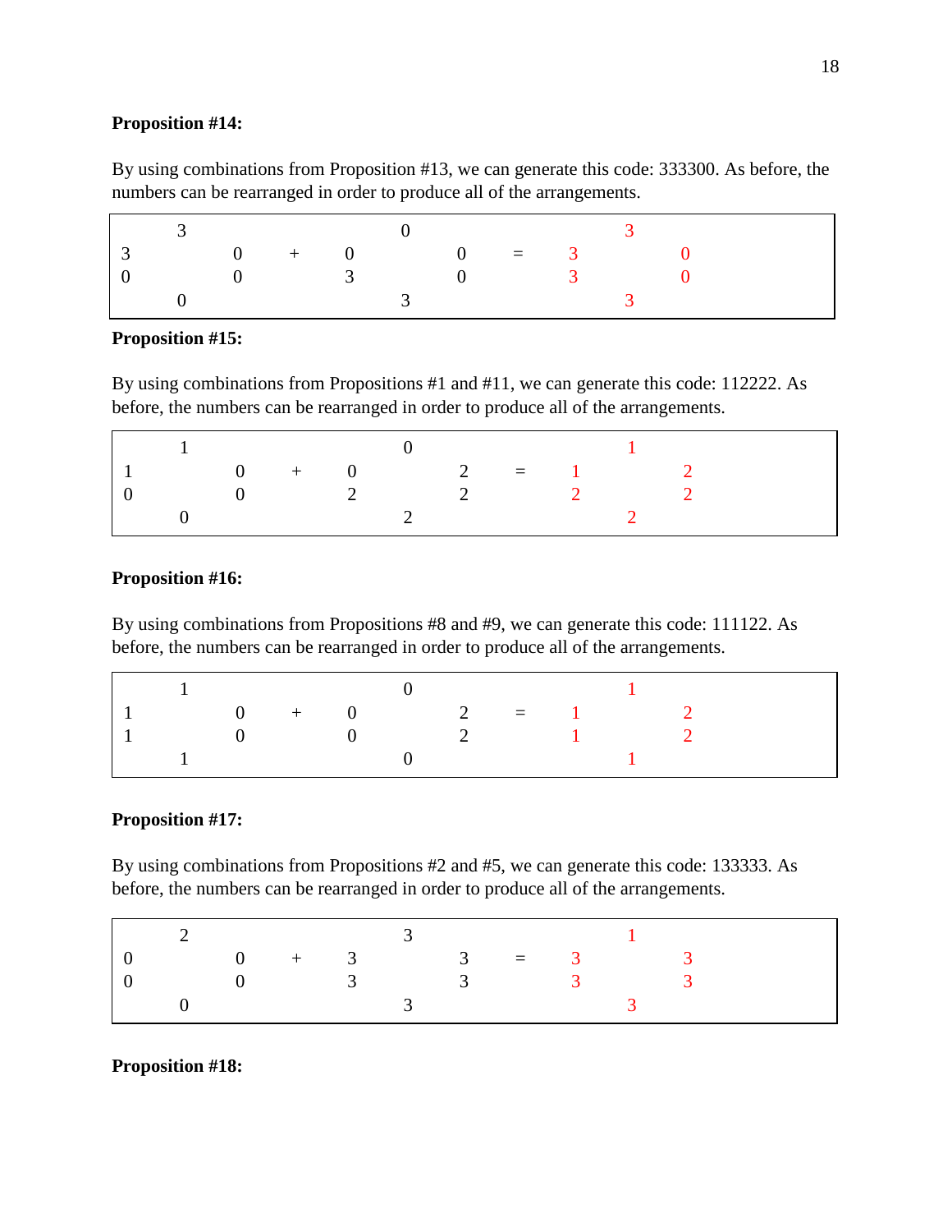**Proposition #14:**

By using combinations from Proposition #13, we can generate this code: 333300. As before, the numbers can be rearranged in order to produce all of the arrangements.

|   |   |   |   |   |   |   |   |   |   |   |
|---|---|---|---|---|---|---|---|---|---|---|
|   | 3 |   |   |   | 0 |   |   |   | 3 |   |
| 3 |   | 0 | + | 0 |   | 0 | = | 3 |   | 0 |
| 0 |   | 0 |   | 3 |   | 0 |   | 3 |   | 0 |
|   | 0 |   |   |   | 3 |   |   |   | 3 |   |

**Proposition #15:**

By using combinations from Propositions #1 and #11, we can generate this code: 112222. As before, the numbers can be rearranged in order to produce all of the arrangements.

|   |   |   |   |   |   |   |   |   |   |   |
|---|---|---|---|---|---|---|---|---|---|---|
|   | 1 |   |   |   | 0 |   |   |   | 1 |   |
| 1 |   | 0 | + | 0 |   | 2 | = | 1 |   | 2 |
| 0 |   | 0 |   | 2 |   | 2 |   | 2 |   | 2 |
|   | 0 |   |   |   | 2 |   |   |   | 2 |   |

**Proposition #16:**

By using combinations from Propositions #8 and #9, we can generate this code: 111122. As before, the numbers can be rearranged in order to produce all of the arrangements.

|   |   |   |   |   |   |   |   |   |   |   |
|---|---|---|---|---|---|---|---|---|---|---|
|   | 1 |   |   |   | 0 |   |   |   | 1 |   |
| 1 |   | 0 | + | 0 |   | 2 | = | 1 |   | 2 |
| 1 |   | 0 |   | 0 |   | 2 |   | 1 |   | 2 |
|   | 1 |   |   |   | 0 |   |   |   | 1 |   |

**Proposition #17:**

By using combinations from Propositions #2 and #5, we can generate this code: 133333. As before, the numbers can be rearranged in order to produce all of the arrangements.

|   |   |   |   |   |   |   |   |   |   |   |
|---|---|---|---|---|---|---|---|---|---|---|
|   | 2 |   |   |   | 3 |   |   |   | 1 |   |
| 0 |   | 0 | + | 3 |   | 3 | = | 3 |   | 3 |
| 0 |   | 0 |   | 3 |   | 3 |   | 3 |   | 3 |
|   | 0 |   |   |   | 3 |   |   |   | 3 |   |

**Proposition #18:**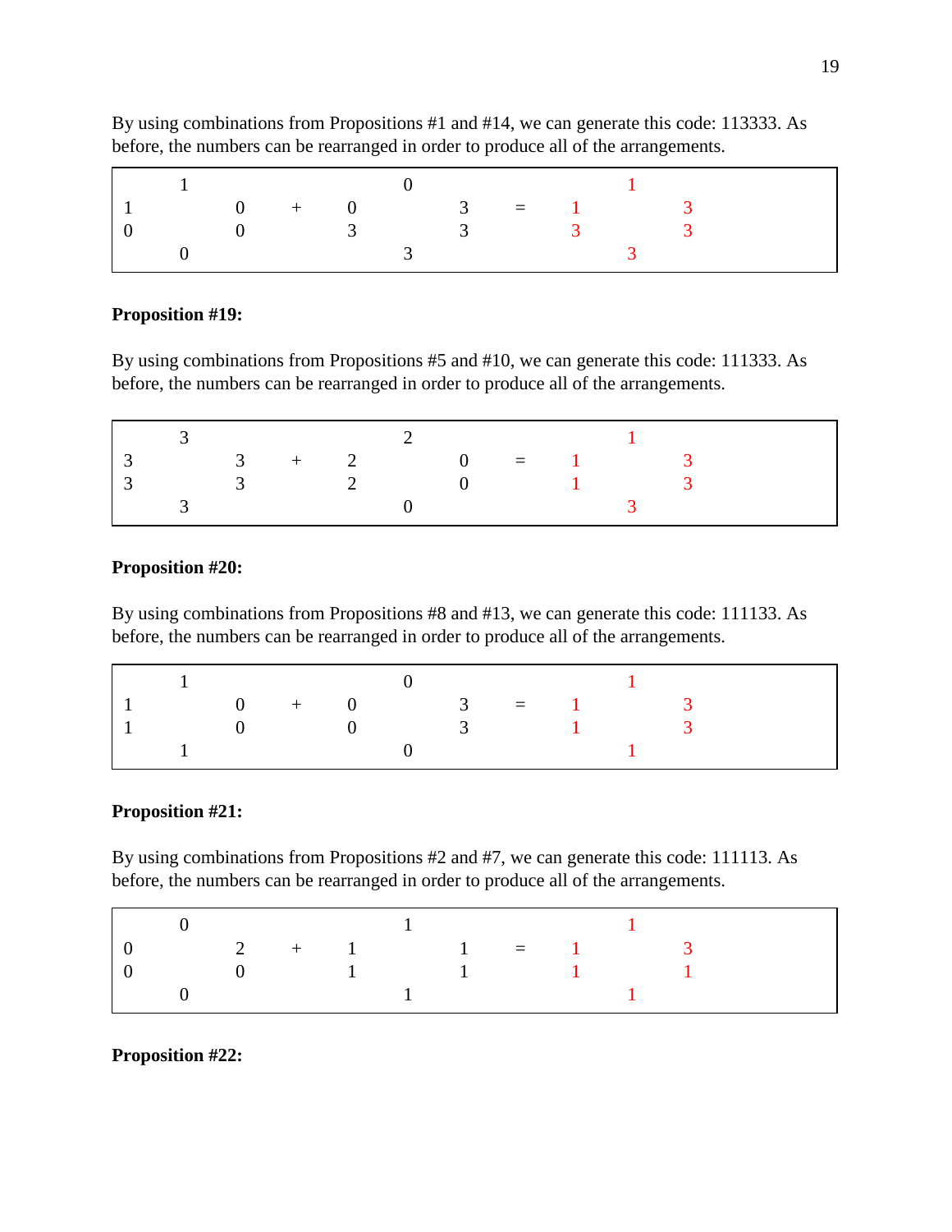By using combinations from Propositions #1 and #14, we can generate this code: 113333. As before, the numbers can be rearranged in order to produce all of the arrangements.

| | 1 | | | | 0 | | | | 1 | |
|---|---|---|---|---|---|---|---|---|---|---|
| 1 | | 0 | + | 0 | | 3 | = | 1 | | 3 |
| 0 | | 0 | | 3 | | 3 | | 3 | | 3 |
| | 0 | | | | 3 | | | | 3 | |

**Proposition #19:**

By using combinations from Propositions #5 and #10, we can generate this code: 111333. As before, the numbers can be rearranged in order to produce all of the arrangements.

| | 3 | | | | 2 | | | | 1 | |
|---|---|---|---|---|---|---|---|---|---|---|
| 3 | | 3 | + | 2 | | 0 | = | 1 | | 3 |
| 3 | | 3 | | 2 | | 0 | | 1 | | 3 |
| | 3 | | | | 0 | | | | 3 | |

**Proposition #20:**

By using combinations from Propositions #8 and #13, we can generate this code: 111133. As before, the numbers can be rearranged in order to produce all of the arrangements.

| | 1 | | | | 0 | | | | 1 | |
|---|---|---|---|---|---|---|---|---|---|---|
| 1 | | 0 | + | 0 | | 3 | = | 1 | | 3 |
| 1 | | 0 | | 0 | | 3 | | 1 | | 3 |
| | 1 | | | | 0 | | | | 1 | |

**Proposition #21:**

By using combinations from Propositions #2 and #7, we can generate this code: 111113. As before, the numbers can be rearranged in order to produce all of the arrangements.

| | 0 | | | | 1 | | | | 1 | |
|---|---|---|---|---|---|---|---|---|---|---|
| 0 | | 2 | + | 1 | | 1 | = | 1 | | 3 |
| 0 | | 0 | | 1 | | 1 | | 1 | | 1 |
| | 0 | | | | 1 | | | | 1 | |

**Proposition #22:**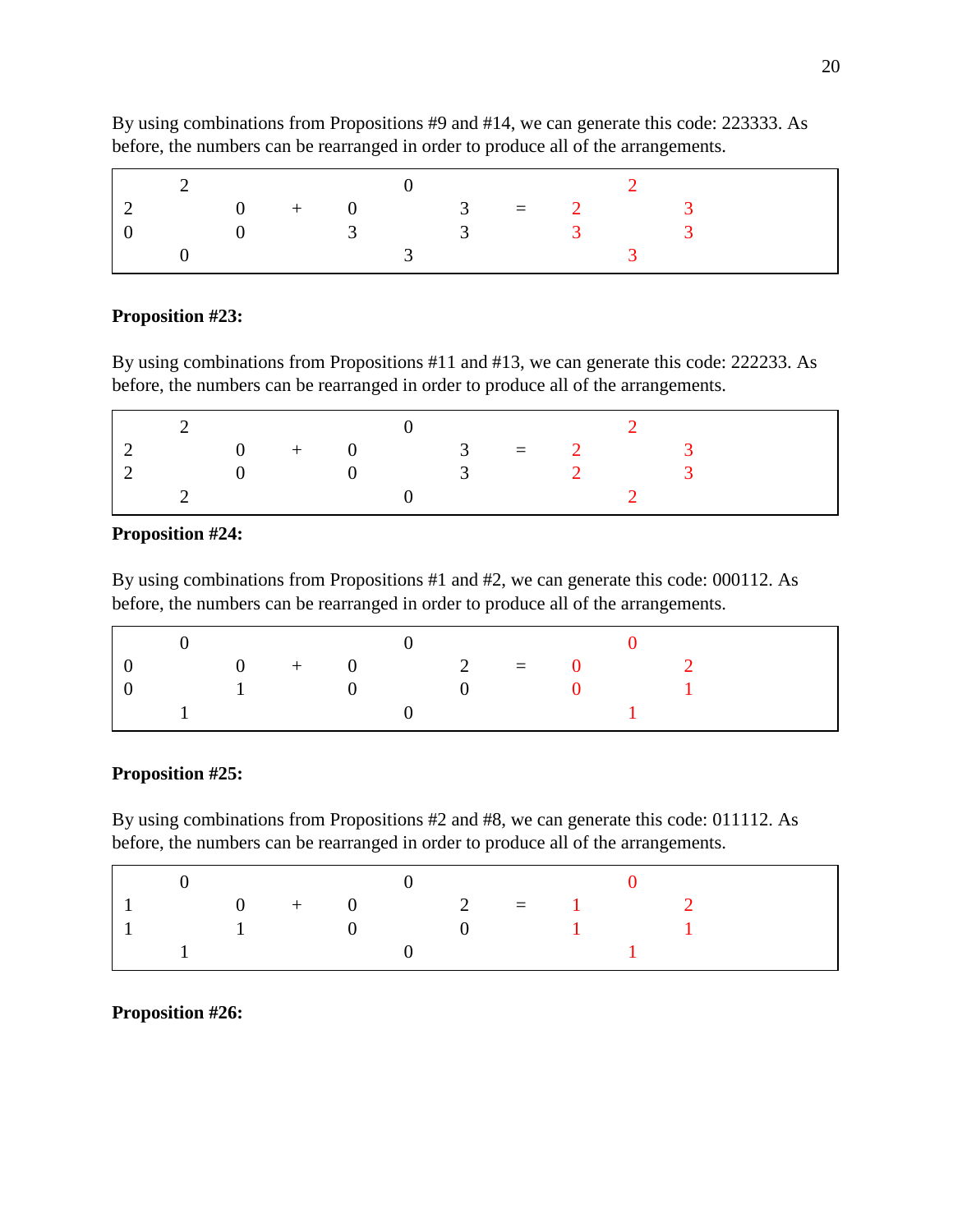By using combinations from Propositions #9 and #14, we can generate this code: 223333. As before, the numbers can be rearranged in order to produce all of the arrangements.

| | | | | | | | | | |
|---|---|---|---|---|---|---|---|---|---|
| | 2 | | | | 0 | | | 2 | |
| 2 | | 0 | + | 0 | | 3 | = | 2 | 3 |
| 0 | | 0 | | 3 | | 3 | | 3 | 3 |
| | 0 | | | | 3 | | | 3 | |

**Proposition #23:**

By using combinations from Propositions #11 and #13, we can generate this code: 222233. As before, the numbers can be rearranged in order to produce all of the arrangements.

| | | | | | | | | | |
|---|---|---|---|---|---|---|---|---|---|
| | 2 | | | | 0 | | | 2 | |
| 2 | | 0 | + | 0 | | 3 | = | 2 | 3 |
| 2 | | 0 | | 0 | | 3 | | 2 | 3 |
| | 2 | | | | 0 | | | 2 | |

**Proposition #24:**

By using combinations from Propositions #1 and #2, we can generate this code: 000112. As before, the numbers can be rearranged in order to produce all of the arrangements.

| | | | | | | | | | |
|---|---|---|---|---|---|---|---|---|---|
| | 0 | | | | 0 | | | 0 | |
| 0 | | 0 | + | 0 | | 2 | = | 0 | 2 |
| 0 | | 1 | | 0 | | 0 | | 0 | 1 |
| | 1 | | | | 0 | | | 1 | |

**Proposition #25:**

By using combinations from Propositions #2 and #8, we can generate this code: 011112. As before, the numbers can be rearranged in order to produce all of the arrangements.

| | | | | | | | | | |
|---|---|---|---|---|---|---|---|---|---|
| | 0 | | | | 0 | | | 0 | |
| 1 | | 0 | + | 0 | | 2 | = | 1 | 2 |
| 1 | | 1 | | 0 | | 0 | | 1 | 1 |
| | 1 | | | | 0 | | | 1 | |

**Proposition #26:**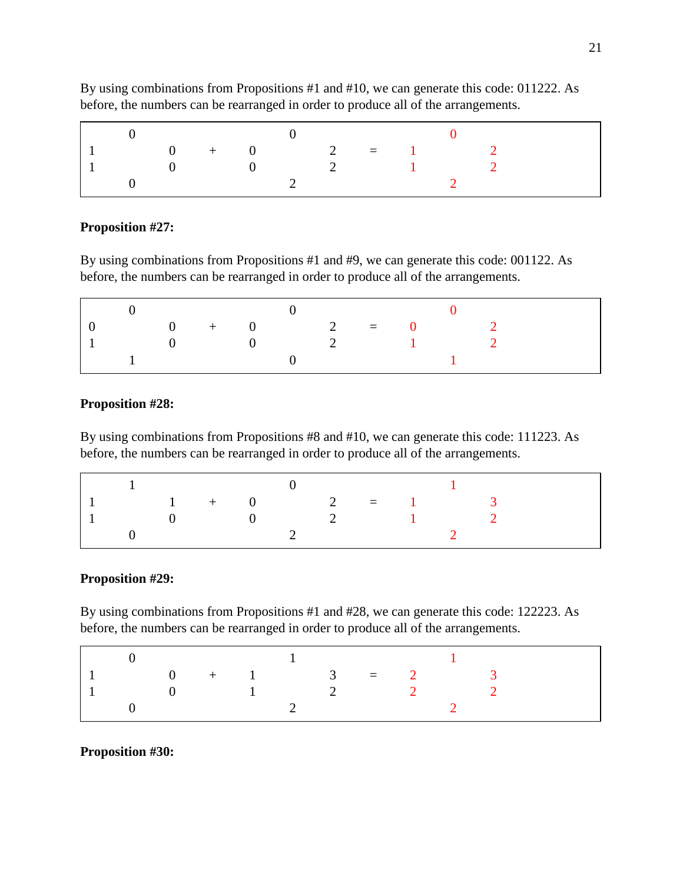By using combinations from Propositions #1 and #10, we can generate this code: 011222. As before, the numbers can be rearranged in order to produce all of the arrangements.

```
    0               0               0
1       0   +   0       2   =   1       2
1       0       0       2       1       2
    0               2               2
```

**Proposition #27:**

By using combinations from Propositions #1 and #9, we can generate this code: 001122. As before, the numbers can be rearranged in order to produce all of the arrangements.

```
    0               0               0
0       0   +   0       2   =   0       2
1       0       0       2       1       2
    1               0               1
```

**Proposition #28:**

By using combinations from Propositions #8 and #10, we can generate this code: 111223. As before, the numbers can be rearranged in order to produce all of the arrangements.

```
    1               0               1
1       1   +   0       2   =   1       3
1       0       0       2       1       2
    0               2               2
```

**Proposition #29:**

By using combinations from Propositions #1 and #28, we can generate this code: 122223. As before, the numbers can be rearranged in order to produce all of the arrangements.

```
    0               1               1
1       0   +   1       3   =   2       3
1       0       1       2       2       2
    0               2               2
```

**Proposition #30:**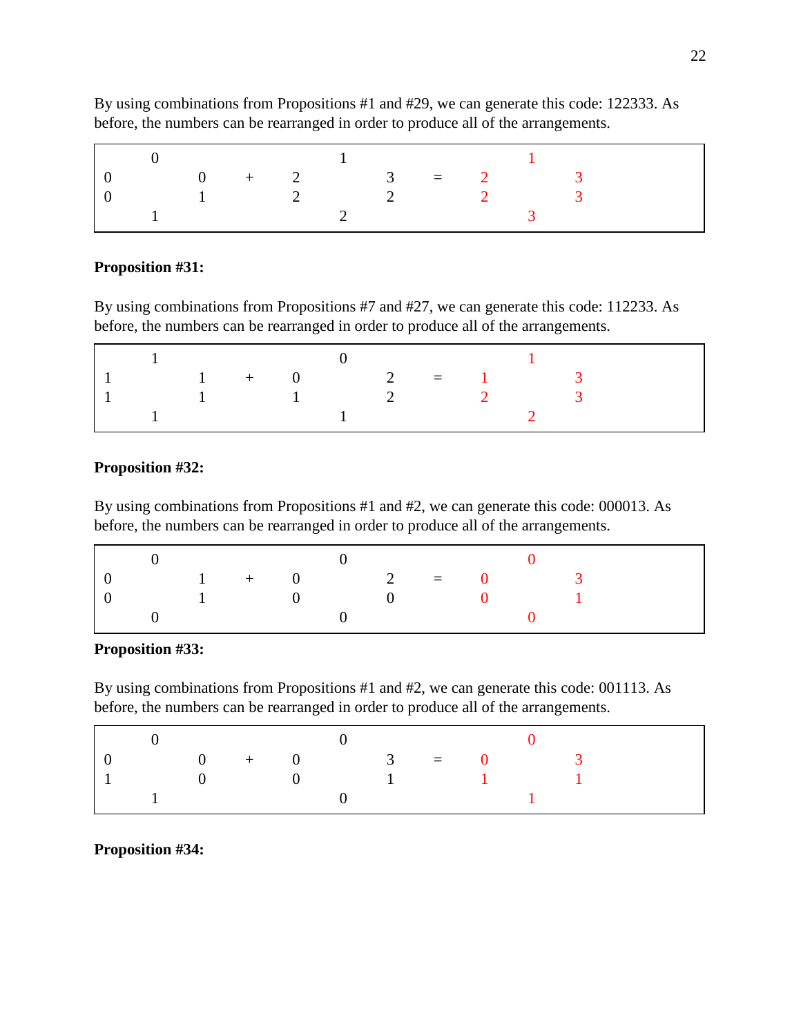By using combinations from Propositions #1 and #29, we can generate this code: 122333. As before, the numbers can be rearranged in order to produce all of the arrangements.

|   |   |   |   |   |   |   |   |   |   |   |   |
|---|---|---|---|---|---|---|---|---|---|---|---|
|   | 0 |   |   |   | 1 |   |   |   | 1 |   |   |
| 0 |   | 0 | + | 2 |   | 3 | = | 2 |   | 3 |   |
| 0 |   | 1 |   | 2 |   | 2 |   | 2 |   | 3 |   |
|   | 1 |   |   |   | 2 |   |   |   | 3 |   |   |

**Proposition #31:**

By using combinations from Propositions #7 and #27, we can generate this code: 112233. As before, the numbers can be rearranged in order to produce all of the arrangements.

|   |   |   |   |   |   |   |   |   |   |   |   |
|---|---|---|---|---|---|---|---|---|---|---|---|
|   | 1 |   |   |   | 0 |   |   |   | 1 |   |   |
| 1 |   | 1 | + | 0 |   | 2 | = | 1 |   | 3 |   |
| 1 |   | 1 |   | 1 |   | 2 |   | 2 |   | 3 |   |
|   | 1 |   |   |   | 1 |   |   |   | 2 |   |   |

**Proposition #32:**

By using combinations from Propositions #1 and #2, we can generate this code: 000013. As before, the numbers can be rearranged in order to produce all of the arrangements.

|   |   |   |   |   |   |   |   |   |   |   |   |
|---|---|---|---|---|---|---|---|---|---|---|---|
|   | 0 |   |   |   | 0 |   |   |   | 0 |   |   |
| 0 |   | 1 | + | 0 |   | 2 | = | 0 |   | 3 |   |
| 0 |   | 1 |   | 0 |   | 0 |   | 0 |   | 1 |   |
|   | 0 |   |   |   | 0 |   |   |   | 0 |   |   |

**Proposition #33:**

By using combinations from Propositions #1 and #2, we can generate this code: 001113. As before, the numbers can be rearranged in order to produce all of the arrangements.

|   |   |   |   |   |   |   |   |   |   |   |   |
|---|---|---|---|---|---|---|---|---|---|---|---|
|   | 0 |   |   |   | 0 |   |   |   | 0 |   |   |
| 0 |   | 0 | + | 0 |   | 3 | = | 0 |   | 3 |   |
| 1 |   | 0 |   | 0 |   | 1 |   | 1 |   | 1 |   |
|   | 1 |   |   |   | 0 |   |   |   | 1 |   |   |

**Proposition #34:**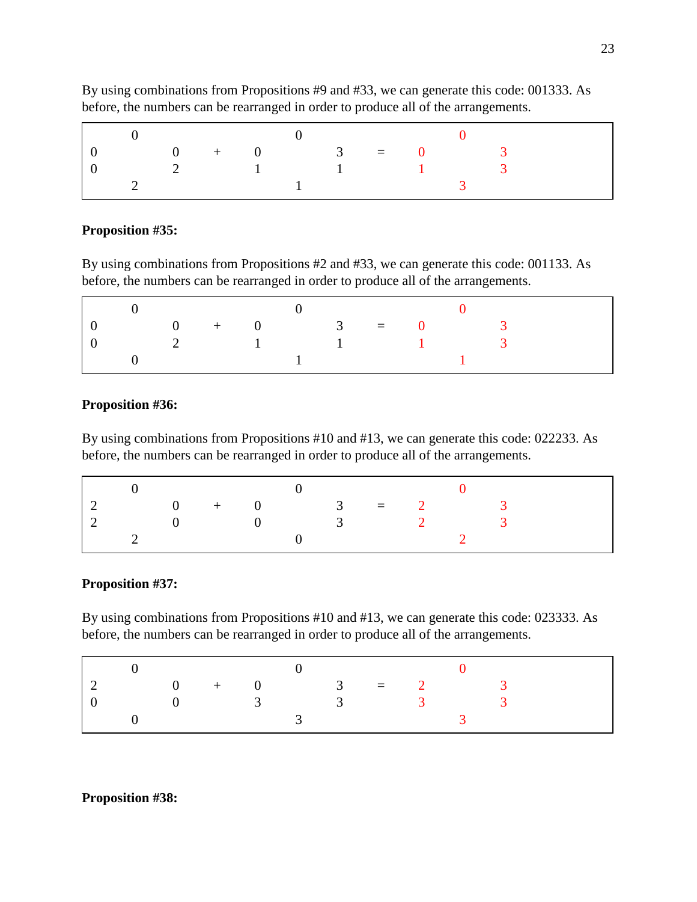By using combinations from Propositions #9 and #33, we can generate this code: 001333. As before, the numbers can be rearranged in order to produce all of the arrangements.

| | | | | | | | | | | |
|---|---|---|---|---|---|---|---|---|---|---|
| | 0 | | | | 0 | | | | 0 | |
| 0 | | 0 | + | 0 | | 3 | = | 0 | | 3 |
| 0 | | 2 | | 1 | | 1 | | 1 | | 3 |
| | 2 | | | | 1 | | | | 3 | |

**Proposition #35:**

By using combinations from Propositions #2 and #33, we can generate this code: 001133. As before, the numbers can be rearranged in order to produce all of the arrangements.

| | | | | | | | | | | |
|---|---|---|---|---|---|---|---|---|---|---|
| | 0 | | | | 0 | | | | 0 | |
| 0 | | 0 | + | 0 | | 3 | = | 0 | | 3 |
| 0 | | 2 | | 1 | | 1 | | 1 | | 3 |
| | 0 | | | | 1 | | | | 1 | |

**Proposition #36:**

By using combinations from Propositions #10 and #13, we can generate this code: 022233. As before, the numbers can be rearranged in order to produce all of the arrangements.

| | | | | | | | | | | |
|---|---|---|---|---|---|---|---|---|---|---|
| | 0 | | | | 0 | | | | 0 | |
| 2 | | 0 | + | 0 | | 3 | = | 2 | | 3 |
| 2 | | 0 | | 0 | | 3 | | 2 | | 3 |
| | 2 | | | | 0 | | | | 2 | |

**Proposition #37:**

By using combinations from Propositions #10 and #13, we can generate this code: 023333. As before, the numbers can be rearranged in order to produce all of the arrangements.

| | | | | | | | | | | |
|---|---|---|---|---|---|---|---|---|---|---|
| | 0 | | | | 0 | | | | 0 | |
| 2 | | 0 | + | 0 | | 3 | = | 2 | | 3 |
| 0 | | 0 | | 3 | | 3 | | 3 | | 3 |
| | 0 | | | | 3 | | | | 3 | |

**Proposition #38:**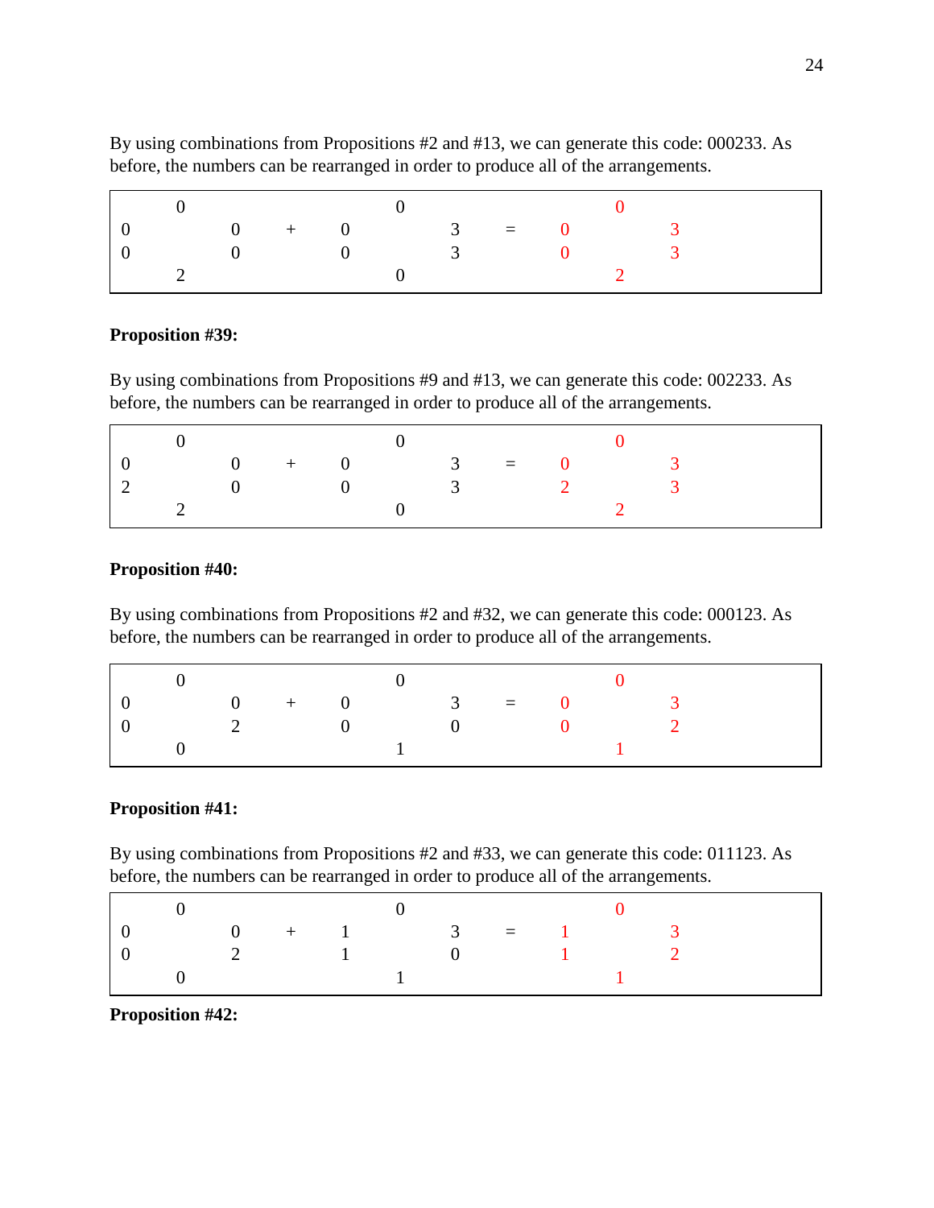By using combinations from Propositions #2 and #13, we can generate this code: 000233. As before, the numbers can be rearranged in order to produce all of the arrangements.

| | 0 | | | | 0 | | | | 0 | |
|---|---|---|---|---|---|---|---|---|---|---|
| 0 | | 0 | + | 0 | | 3 | = | 0 | | 3 |
| 0 | | 0 | | 0 | | 3 | | 0 | | 3 |
| | 2 | | | | 0 | | | | 2 | |

**Proposition #39:**

By using combinations from Propositions #9 and #13, we can generate this code: 002233. As before, the numbers can be rearranged in order to produce all of the arrangements.

| | 0 | | | | 0 | | | | 0 | |
|---|---|---|---|---|---|---|---|---|---|---|
| 0 | | 0 | + | 0 | | 3 | = | 0 | | 3 |
| 2 | | 0 | | 0 | | 3 | | 2 | | 3 |
| | 2 | | | | 0 | | | | 2 | |

**Proposition #40:**

By using combinations from Propositions #2 and #32, we can generate this code: 000123. As before, the numbers can be rearranged in order to produce all of the arrangements.

| | 0 | | | | 0 | | | | 0 | |
|---|---|---|---|---|---|---|---|---|---|---|
| 0 | | 0 | + | 0 | | 3 | = | 0 | | 3 |
| 0 | | 2 | | 0 | | 0 | | 0 | | 2 |
| | 0 | | | | 1 | | | | 1 | |

**Proposition #41:**

By using combinations from Propositions #2 and #33, we can generate this code: 011123. As before, the numbers can be rearranged in order to produce all of the arrangements.

| | 0 | | | | 0 | | | | 0 | |
|---|---|---|---|---|---|---|---|---|---|---|
| 0 | | 0 | + | 1 | | 3 | = | 1 | | 3 |
| 0 | | 2 | | 1 | | 0 | | 1 | | 2 |
| | 0 | | | | 1 | | | | 1 | |

**Proposition #42:**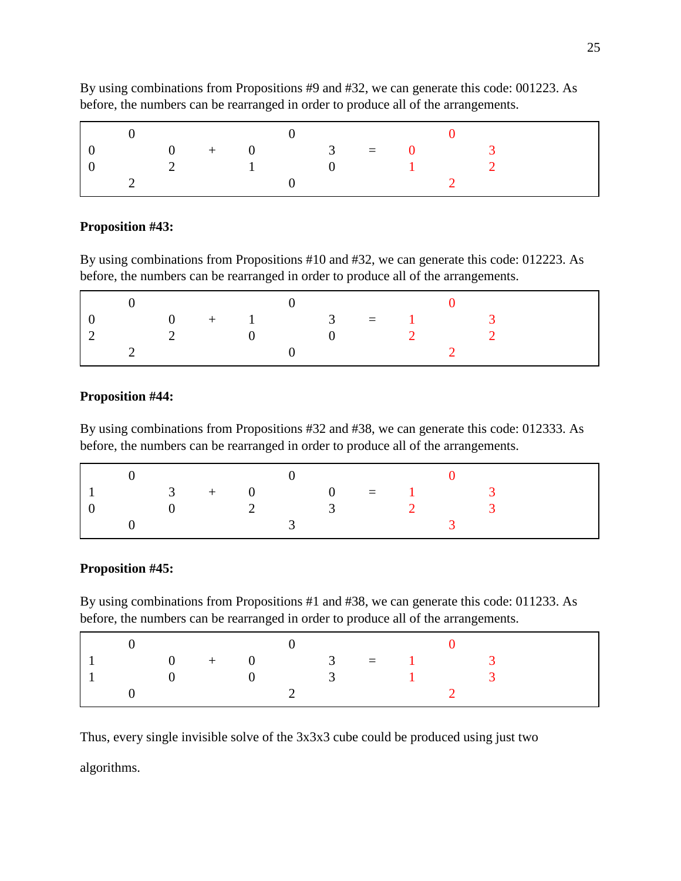By using combinations from Propositions #9 and #32, we can generate this code: 001223. As before, the numbers can be rearranged in order to produce all of the arrangements.

|   | 0 |   |   |   | 0 |   |   |   | 0 |   |
|---|---|---|---|---|---|---|---|---|---|---|
| 0 |   | 0 | + | 0 |   | 3 | = | 0 |   | 3 |
| 0 |   | 2 |   | 1 |   | 0 |   | 1 |   | 2 |
|   | 2 |   |   |   | 0 |   |   |   | 2 |   |

**Proposition #43:**

By using combinations from Propositions #10 and #32, we can generate this code: 012223. As before, the numbers can be rearranged in order to produce all of the arrangements.

|   | 0 |   |   |   | 0 |   |   |   | 0 |   |
|---|---|---|---|---|---|---|---|---|---|---|
| 0 |   | 0 | + | 1 |   | 3 | = | 1 |   | 3 |
| 2 |   | 2 |   | 0 |   | 0 |   | 2 |   | 2 |
|   | 2 |   |   |   | 0 |   |   |   | 2 |   |

**Proposition #44:**

By using combinations from Propositions #32 and #38, we can generate this code: 012333. As before, the numbers can be rearranged in order to produce all of the arrangements.

|   | 0 |   |   |   | 0 |   |   |   | 0 |   |
|---|---|---|---|---|---|---|---|---|---|---|
| 1 |   | 3 | + | 0 |   | 0 | = | 1 |   | 3 |
| 0 |   | 0 |   | 2 |   | 3 |   | 2 |   | 3 |
|   | 0 |   |   |   | 3 |   |   |   | 3 |   |

**Proposition #45:**

By using combinations from Propositions #1 and #38, we can generate this code: 011233. As before, the numbers can be rearranged in order to produce all of the arrangements.

|   | 0 |   |   |   | 0 |   |   |   | 0 |   |
|---|---|---|---|---|---|---|---|---|---|---|
| 1 |   | 0 | + | 0 |   | 3 | = | 1 |   | 3 |
| 1 |   | 0 |   | 0 |   | 3 |   | 1 |   | 3 |
|   | 0 |   |   |   | 2 |   |   |   | 2 |   |

Thus, every single invisible solve of the 3x3x3 cube could be produced using just two algorithms.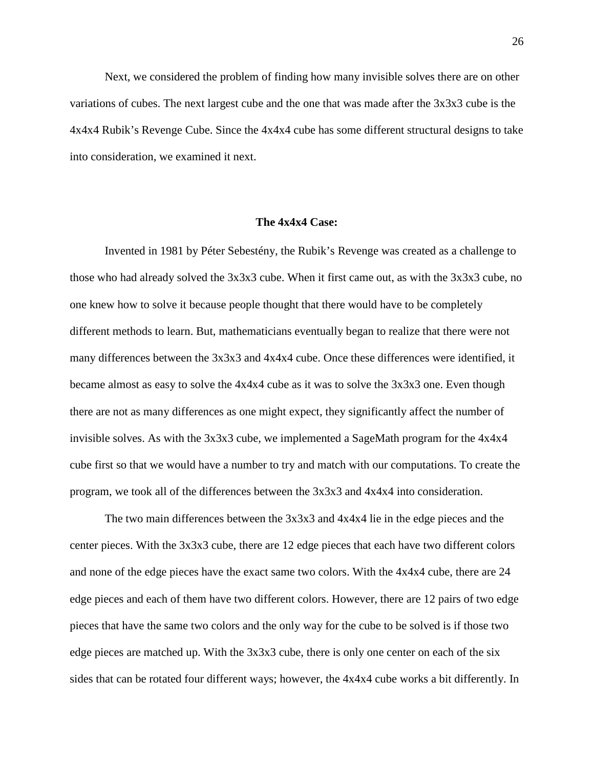Next, we considered the problem of finding how many invisible solves there are on other variations of cubes. The next largest cube and the one that was made after the 3x3x3 cube is the 4x4x4 Rubik's Revenge Cube. Since the 4x4x4 cube has some different structural designs to take into consideration, we examined it next.

## The 4x4x4 Case:

Invented in 1981 by Péter Sebestény, the Rubik's Revenge was created as a challenge to those who had already solved the 3x3x3 cube. When it first came out, as with the 3x3x3 cube, no one knew how to solve it because people thought that there would have to be completely different methods to learn. But, mathematicians eventually began to realize that there were not many differences between the 3x3x3 and 4x4x4 cube. Once these differences were identified, it became almost as easy to solve the 4x4x4 cube as it was to solve the 3x3x3 one. Even though there are not as many differences as one might expect, they significantly affect the number of invisible solves. As with the 3x3x3 cube, we implemented a SageMath program for the 4x4x4 cube first so that we would have a number to try and match with our computations. To create the program, we took all of the differences between the 3x3x3 and 4x4x4 into consideration.

The two main differences between the 3x3x3 and 4x4x4 lie in the edge pieces and the center pieces. With the 3x3x3 cube, there are 12 edge pieces that each have two different colors and none of the edge pieces have the exact same two colors. With the 4x4x4 cube, there are 24 edge pieces and each of them have two different colors. However, there are 12 pairs of two edge pieces that have the same two colors and the only way for the cube to be solved is if those two edge pieces are matched up. With the 3x3x3 cube, there is only one center on each of the six sides that can be rotated four different ways; however, the 4x4x4 cube works a bit differently. In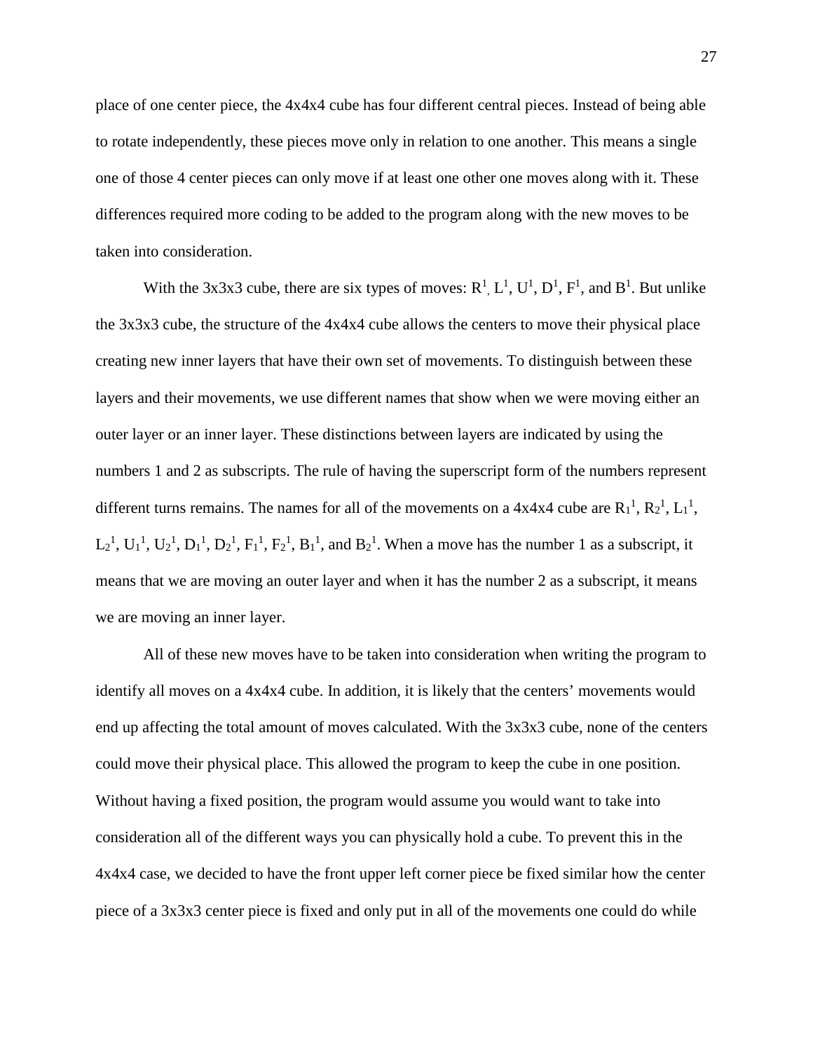place of one center piece, the 4x4x4 cube has four different central pieces. Instead of being able to rotate independently, these pieces move only in relation to one another. This means a single one of those 4 center pieces can only move if at least one other one moves along with it. These differences required more coding to be added to the program along with the new moves to be taken into consideration.

With the 3x3x3 cube, there are six types of moves: $R^1$, $L^1$, $U^1$, $D^1$, $F^1$, and $B^1$. But unlike the 3x3x3 cube, the structure of the 4x4x4 cube allows the centers to move their physical place creating new inner layers that have their own set of movements. To distinguish between these layers and their movements, we use different names that show when we were moving either an outer layer or an inner layer. These distinctions between layers are indicated by using the numbers 1 and 2 as subscripts. The rule of having the superscript form of the numbers represent different turns remains. The names for all of the movements on a 4x4x4 cube are $R_1^1$, $R_2^1$, $L_1^1$, $L_2^1$, $U_1^1$, $U_2^1$, $D_1^1$, $D_2^1$, $F_1^1$, $F_2^1$, $B_1^1$, and $B_2^1$. When a move has the number 1 as a subscript, it means that we are moving an outer layer and when it has the number 2 as a subscript, it means we are moving an inner layer.

All of these new moves have to be taken into consideration when writing the program to identify all moves on a 4x4x4 cube. In addition, it is likely that the centers' movements would end up affecting the total amount of moves calculated. With the 3x3x3 cube, none of the centers could move their physical place. This allowed the program to keep the cube in one position. Without having a fixed position, the program would assume you would want to take into consideration all of the different ways you can physically hold a cube. To prevent this in the 4x4x4 case, we decided to have the front upper left corner piece be fixed similar how the center piece of a 3x3x3 center piece is fixed and only put in all of the movements one could do while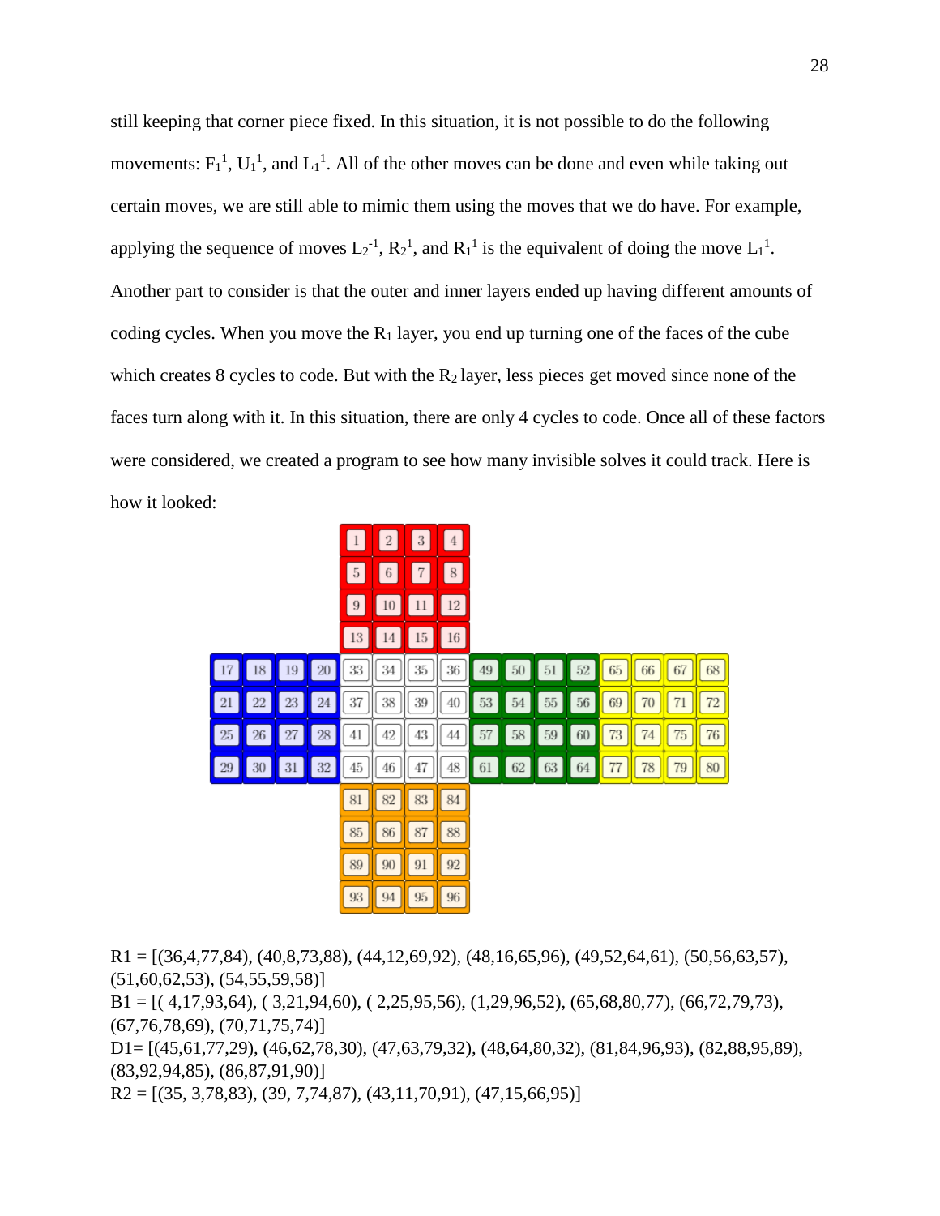still keeping that corner piece fixed. In this situation, it is not possible to do the following movements: $F_1^1$, $U_1^1$, and $L_1^1$. All of the other moves can be done and even while taking out certain moves, we are still able to mimic them using the moves that we do have. For example, applying the sequence of moves $L_2^{-1}$, $R_2^1$, and $R_1^1$ is the equivalent of doing the move $L_1^1$. Another part to consider is that the outer and inner layers ended up having different amounts of coding cycles. When you move the $R_1$ layer, you end up turning one of the faces of the cube which creates 8 cycles to code. But with the $R_2$ layer, less pieces get moved since none of the faces turn along with it. In this situation, there are only 4 cycles to code. Once all of these factors were considered, we created a program to see how many invisible solves it could track. Here is how it looked:

| | | | | 1 | 2 | 3 | 4 | | | | | | | | |
|---|---|---|---|---|---|---|---|---|---|---|---|---|---|---|---|
| | | | | 5 | 6 | 7 | 8 | | | | | | | | |
| | | | | 9 | 10 | 11 | 12 | | | | | | | | |
| | | | | 13 | 14 | 15 | 16 | | | | | | | | |
| 17 | 18 | 19 | 20 | 33 | 34 | 35 | 36 | 49 | 50 | 51 | 52 | 65 | 66 | 67 | 68 |
| 21 | 22 | 23 | 24 | 37 | 38 | 39 | 40 | 53 | 54 | 55 | 56 | 69 | 70 | 71 | 72 |
| 25 | 26 | 27 | 28 | 41 | 42 | 43 | 44 | 57 | 58 | 59 | 60 | 73 | 74 | 75 | 76 |
| 29 | 30 | 31 | 32 | 45 | 46 | 47 | 48 | 61 | 62 | 63 | 64 | 77 | 78 | 79 | 80 |
| | | | | 81 | 82 | 83 | 84 | | | | | | | | |
| | | | | 85 | 86 | 87 | 88 | | | | | | | | |
| | | | | 89 | 90 | 91 | 92 | | | | | | | | |
| | | | | 93 | 94 | 95 | 96 | | | | | | | | |

R1 = [(36,4,77,84), (40,8,73,88), (44,12,69,92), (48,16,65,96), (49,52,64,61), (50,56,63,57), (51,60,62,53), (54,55,59,58)]

B1 = [( 4,17,93,64), ( 3,21,94,60), ( 2,25,95,56), (1,29,96,52), (65,68,80,77), (66,72,79,73), (67,76,78,69), (70,71,75,74)]

D1= [(45,61,77,29), (46,62,78,30), (47,63,79,32), (48,64,80,32), (81,84,96,93), (82,88,95,89), (83,92,94,85), (86,87,91,90)]

R2 = [(35, 3,78,83), (39, 7,74,87), (43,11,70,91), (47,15,66,95)]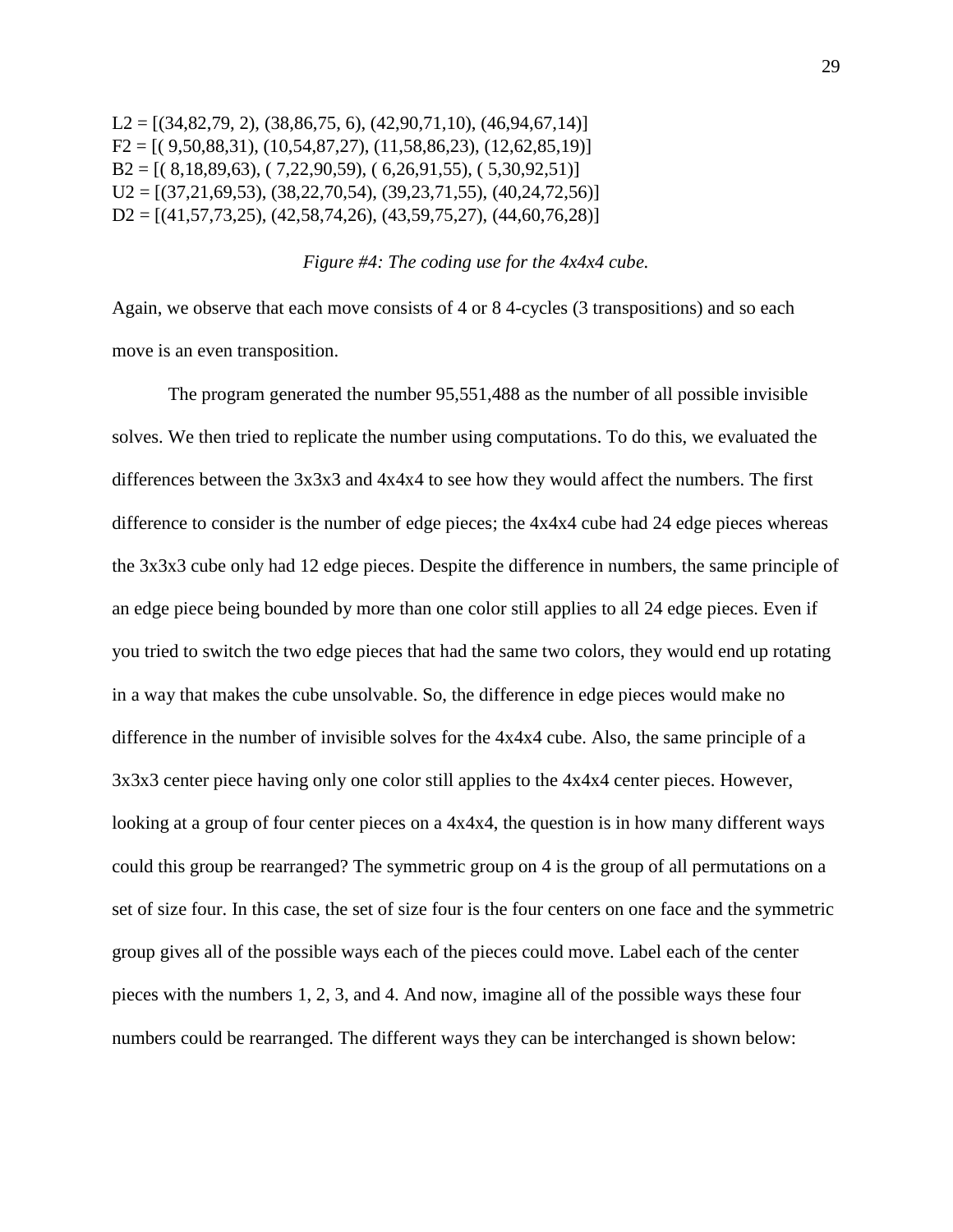L2 = [(34,82,79, 2), (38,86,75, 6), (42,90,71,10), (46,94,67,14)]
F2 = [( 9,50,88,31), (10,54,87,27), (11,58,86,23), (12,62,85,19)]
B2 = [( 8,18,89,63), ( 7,22,90,59), ( 6,26,91,55), ( 5,30,92,51)]
U2 = [(37,21,69,53), (38,22,70,54), (39,23,71,55), (40,24,72,56)]
D2 = [(41,57,73,25), (42,58,74,26), (43,59,75,27), (44,60,76,28)]

*Figure #4: The coding use for the 4x4x4 cube.*

Again, we observe that each move consists of 4 or 8 4-cycles (3 transpositions) and so each move is an even transposition.

The program generated the number 95,551,488 as the number of all possible invisible solves. We then tried to replicate the number using computations. To do this, we evaluated the differences between the 3x3x3 and 4x4x4 to see how they would affect the numbers. The first difference to consider is the number of edge pieces; the 4x4x4 cube had 24 edge pieces whereas the 3x3x3 cube only had 12 edge pieces. Despite the difference in numbers, the same principle of an edge piece being bounded by more than one color still applies to all 24 edge pieces. Even if you tried to switch the two edge pieces that had the same two colors, they would end up rotating in a way that makes the cube unsolvable. So, the difference in edge pieces would make no difference in the number of invisible solves for the 4x4x4 cube. Also, the same principle of a 3x3x3 center piece having only one color still applies to the 4x4x4 center pieces. However, looking at a group of four center pieces on a 4x4x4, the question is in how many different ways could this group be rearranged? The symmetric group on 4 is the group of all permutations on a set of size four. In this case, the set of size four is the four centers on one face and the symmetric group gives all of the possible ways each of the pieces could move. Label each of the center pieces with the numbers 1, 2, 3, and 4. And now, imagine all of the possible ways these four numbers could be rearranged. The different ways they can be interchanged is shown below: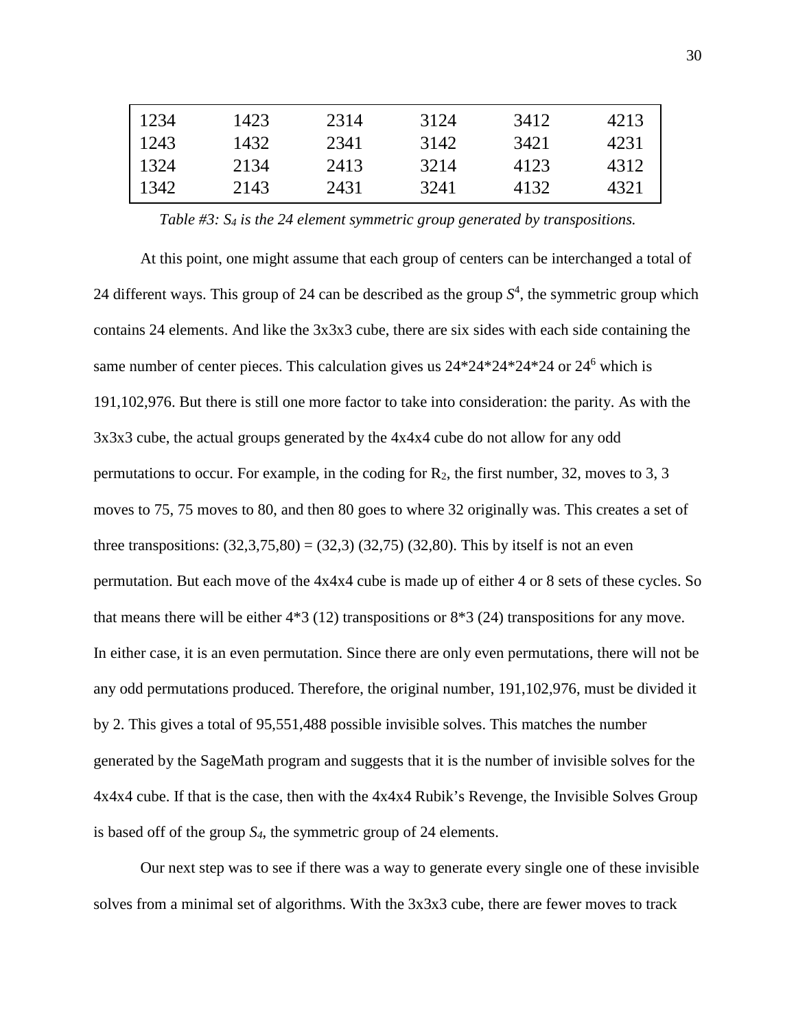| 1234 | 1423 | 2314 | 3124 | 3412 | 4213 |
|---|---|---|---|---|---|
| 1243 | 1432 | 2341 | 3142 | 3421 | 4231 |
| 1324 | 2134 | 2413 | 3214 | 4123 | 4312 |
| 1342 | 2143 | 2431 | 3241 | 4132 | 4321 |

*Table #3: $S_4$ is the 24 element symmetric group generated by transpositions.*

At this point, one might assume that each group of centers can be interchanged a total of 24 different ways. This group of 24 can be described as the group $S^4$, the symmetric group which contains 24 elements. And like the 3x3x3 cube, there are six sides with each side containing the same number of center pieces. This calculation gives us 24*24*24*24*24 or $24^6$ which is 191,102,976. But there is still one more factor to take into consideration: the parity. As with the 3x3x3 cube, the actual groups generated by the 4x4x4 cube do not allow for any odd permutations to occur. For example, in the coding for $R_2$, the first number, 32, moves to 3, 3 moves to 75, 75 moves to 80, and then 80 goes to where 32 originally was. This creates a set of three transpositions: (32,3,75,80) = (32,3) (32,75) (32,80). This by itself is not an even permutation. But each move of the 4x4x4 cube is made up of either 4 or 8 sets of these cycles. So that means there will be either 4*3 (12) transpositions or 8*3 (24) transpositions for any move. In either case, it is an even permutation. Since there are only even permutations, there will not be any odd permutations produced. Therefore, the original number, 191,102,976, must be divided it by 2. This gives a total of 95,551,488 possible invisible solves. This matches the number generated by the SageMath program and suggests that it is the number of invisible solves for the 4x4x4 cube. If that is the case, then with the 4x4x4 Rubik's Revenge, the Invisible Solves Group is based off of the group $S_4$, the symmetric group of 24 elements.

Our next step was to see if there was a way to generate every single one of these invisible solves from a minimal set of algorithms. With the 3x3x3 cube, there are fewer moves to track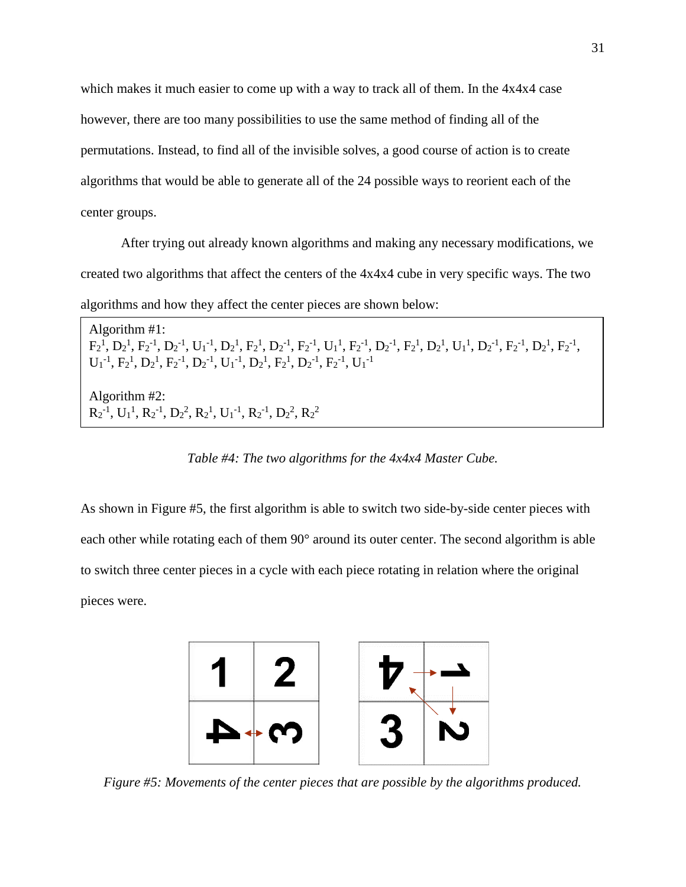which makes it much easier to come up with a way to track all of them. In the 4x4x4 case however, there are too many possibilities to use the same method of finding all of the permutations. Instead, to find all of the invisible solves, a good course of action is to create algorithms that would be able to generate all of the 24 possible ways to reorient each of the center groups.

After trying out already known algorithms and making any necessary modifications, we created two algorithms that affect the centers of the 4x4x4 cube in very specific ways. The two algorithms and how they affect the center pieces are shown below:

Algorithm #1:
$F_2^1$, $D_2^1$, $F_2^{-1}$, $D_2^{-1}$, $U_1^{-1}$, $D_2^1$, $F_2^1$, $D_2^{-1}$, $F_2^{-1}$, $U_1^1$, $F_2^{-1}$, $D_2^{-1}$, $F_2^1$, $D_2^1$, $U_1^1$, $D_2^{-1}$, $F_2^{-1}$, $D_2^1$, $F_2^{-1}$, $U_1^{-1}$, $F_2^1$, $D_2^1$, $F_2^{-1}$, $D_2^{-1}$, $U_1^{-1}$, $D_2^1$, $F_2^1$, $D_2^{-1}$, $F_2^{-1}$, $U_1^{-1}$

Algorithm #2:
$R_2^{-1}$, $U_1^1$, $R_2^{-1}$, $D_2^2$, $R_2^1$, $U_1^{-1}$, $R_2^{-1}$, $D_2^2$, $R_2^2$

*Table #4: The two algorithms for the 4x4x4 Master Cube.*

As shown in Figure #5, the first algorithm is able to switch two side-by-side center pieces with each other while rotating each of them 90° around its outer center. The second algorithm is able to switch three center pieces in a cycle with each piece rotating in relation where the original pieces were.

*Figure #5: Movements of the center pieces that are possible by the algorithms produced.*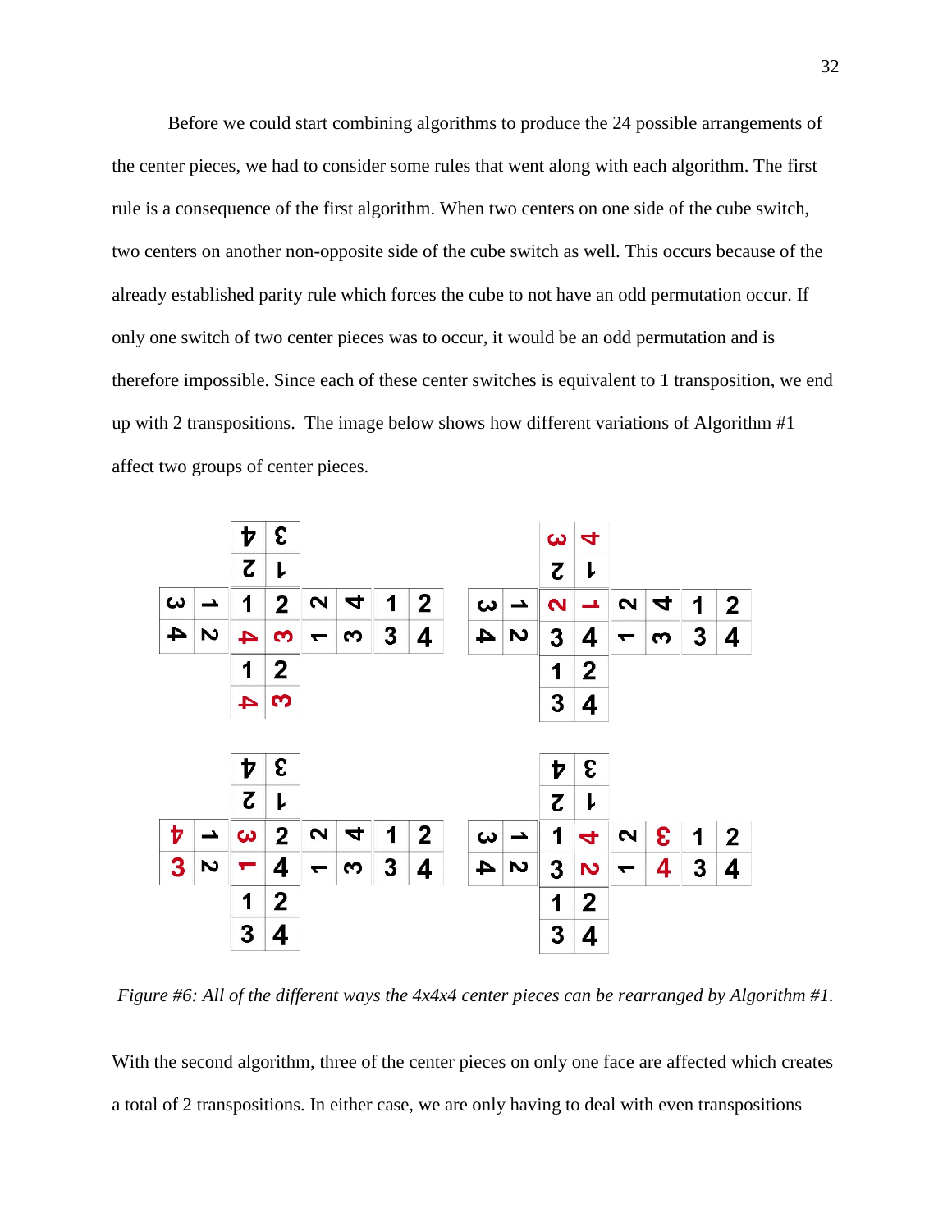Before we could start combining algorithms to produce the 24 possible arrangements of the center pieces, we had to consider some rules that went along with each algorithm. The first rule is a consequence of the first algorithm. When two centers on one side of the cube switch, two centers on another non-opposite side of the cube switch as well. This occurs because of the already established parity rule which forces the cube to not have an odd permutation occur. If only one switch of two center pieces was to occur, it would be an odd permutation and is therefore impossible. Since each of these center switches is equivalent to 1 transposition, we end up with 2 transpositions. The image below shows how different variations of Algorithm #1 affect two groups of center pieces.

*Figure #6: All of the different ways the 4x4x4 center pieces can be rearranged by Algorithm #1.*

With the second algorithm, three of the center pieces on only one face are affected which creates a total of 2 transpositions. In either case, we are only having to deal with even transpositions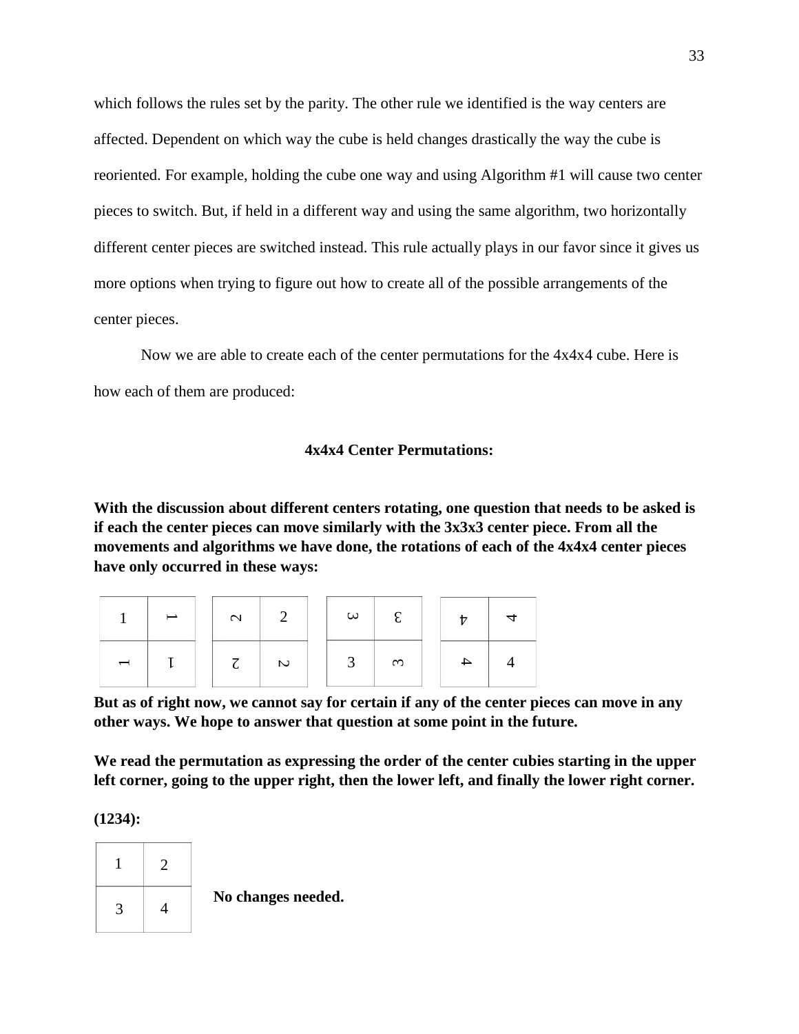which follows the rules set by the parity. The other rule we identified is the way centers are affected. Dependent on which way the cube is held changes drastically the way the cube is reoriented. For example, holding the cube one way and using Algorithm #1 will cause two center pieces to switch. But, if held in a different way and using the same algorithm, two horizontally different center pieces are switched instead. This rule actually plays in our favor since it gives us more options when trying to figure out how to create all of the possible arrangements of the center pieces.

Now we are able to create each of the center permutations for the 4x4x4 cube. Here is how each of them are produced:

**4x4x4 Center Permutations:**

**With the discussion about different centers rotating, one question that needs to be asked is if each the center pieces can move similarly with the 3x3x3 center piece. From all the movements and algorithms we have done, the rotations of each of the 4x4x4 center pieces have only occurred in these ways:**

| 1 | 1 |
|---|---|
| 1 | 1 |

| 2 | 2 |
|---|---|
| 2 | 2 |

| 3 | 3 |
|---|---|
| 3 | 3 |

| 4 | 4 |
|---|---|
| 4 | 4 |

**But as of right now, we cannot say for certain if any of the center pieces can move in any other ways. We hope to answer that question at some point in the future.**

**We read the permutation as expressing the order of the center cubies starting in the upper left corner, going to the upper right, then the lower left, and finally the lower right corner.**

**(1234):**

| 1 | 2 |
|---|---|
| 3 | 4 |

**No changes needed.**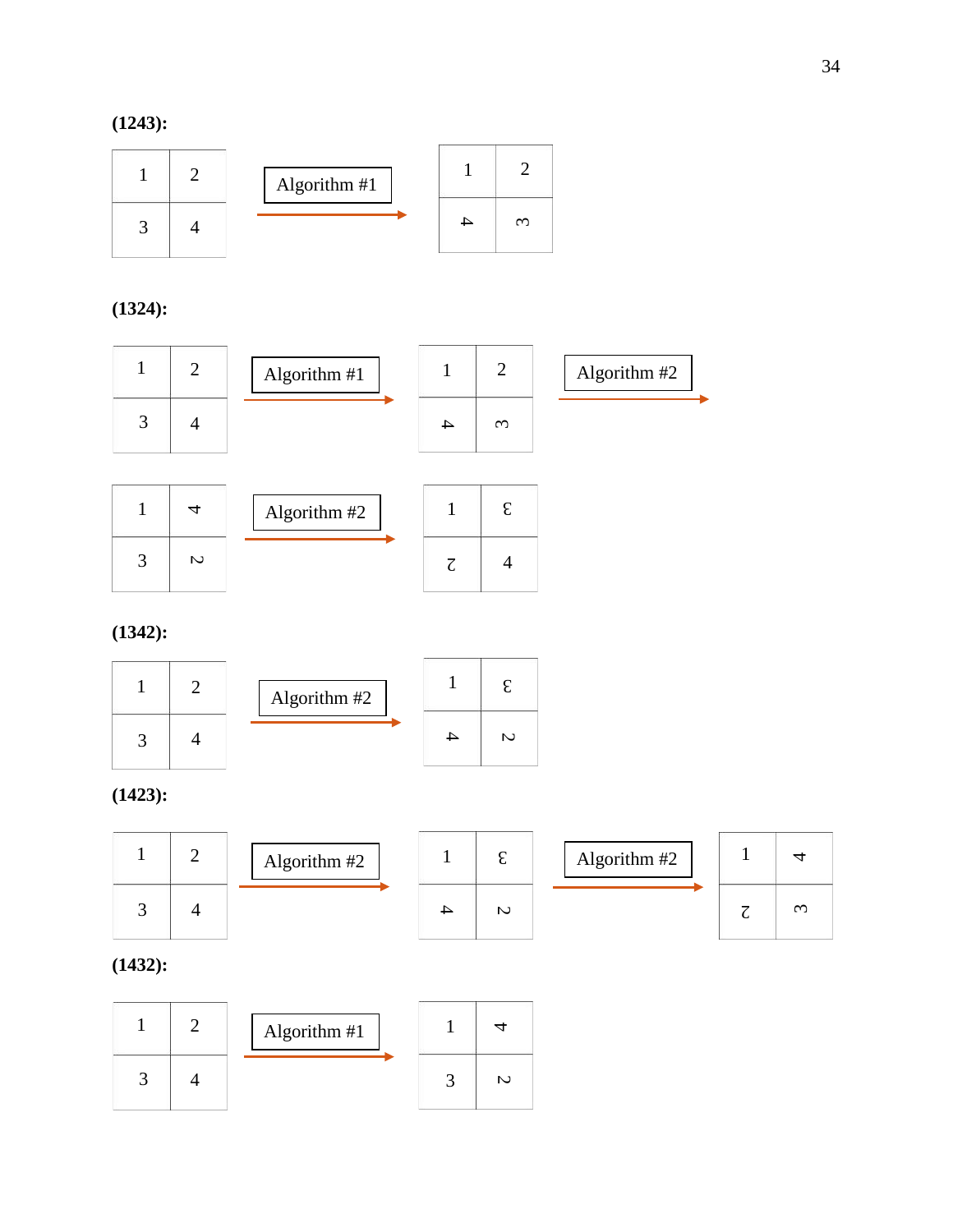**(1243):**

| 1 | 2 |
|---|---|
| 3 | 4 |

Algorithm #1 →

| 1 | 2 |
|---|---|
| 4 | 3 |

**(1324):**

| 1 | 2 |
|---|---|
| 3 | 4 |

Algorithm #1 →

| 1 | 2 |
|---|---|
| 4 | 3 |

Algorithm #2 →

| 1 | 4 |
|---|---|
| 3 | 2 |

Algorithm #2 →

| 1 | 3 |
|---|---|
| 2 | 4 |

**(1342):**

| 1 | 2 |
|---|---|
| 3 | 4 |

Algorithm #2 →

| 1 | 3 |
|---|---|
| 4 | 2 |

**(1423):**

| 1 | 2 |
|---|---|
| 3 | 4 |

Algorithm #2 →

| 1 | 3 |
|---|---|
| 4 | 2 |

Algorithm #2 →

| 1 | 4 |
|---|---|
| 2 | 3 |

**(1432):**

| 1 | 2 |
|---|---|
| 3 | 4 |

Algorithm #1 →

| 1 | 4 |
|---|---|
| 3 | 2 |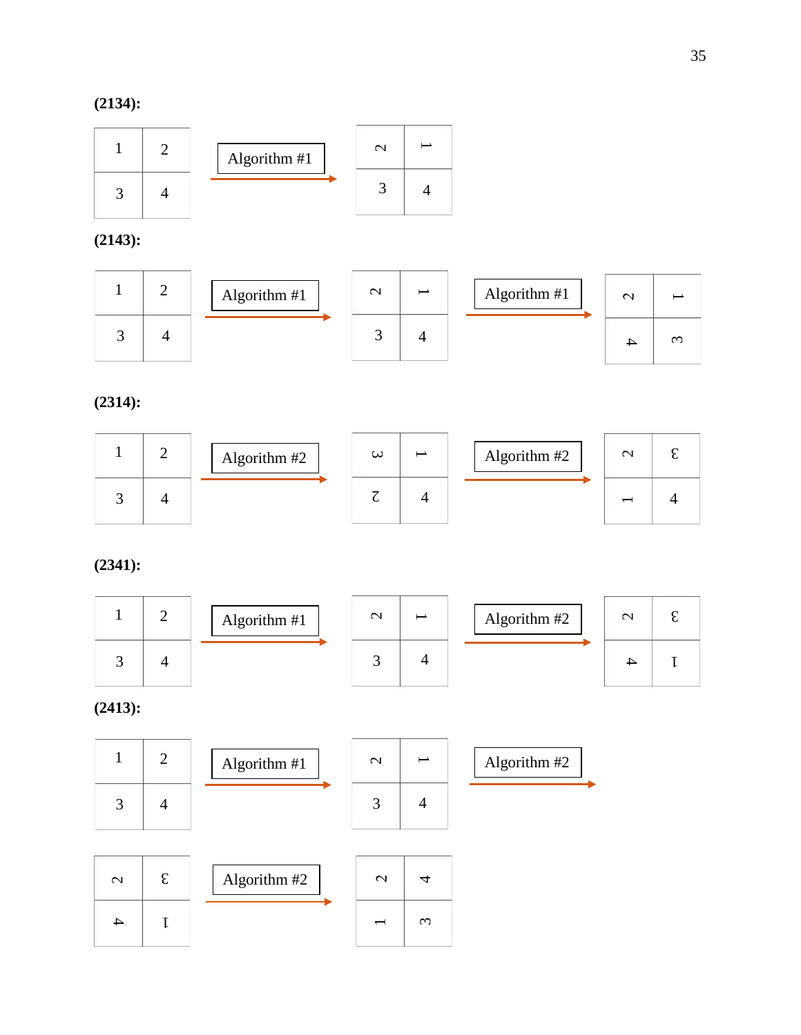**(2134):**

| 1 | 2 |
|---|---|
| 3 | 4 |

Algorithm #1 →

| 2 | 1 |
|---|---|
| 3 | 4 |

**(2143):**

| 1 | 2 |
|---|---|
| 3 | 4 |

Algorithm #1 →

| 2 | 1 |
|---|---|
| 3 | 4 |

Algorithm #1 →

| 2 | 1 |
|---|---|
| 4 | 3 |

**(2314):**

| 1 | 2 |
|---|---|
| 3 | 4 |

Algorithm #2 →

| 3 | 1 |
|---|---|
| 2 | 4 |

Algorithm #2 →

| 2 | 3 |
|---|---|
| 1 | 4 |

**(2341):**

| 1 | 2 |
|---|---|
| 3 | 4 |

Algorithm #1 →

| 2 | 1 |
|---|---|
| 3 | 4 |

Algorithm #2 →

| 2 | 3 |
|---|---|
| 4 | 1 |

**(2413):**

| 1 | 2 |
|---|---|
| 3 | 4 |

Algorithm #1 →

| 2 | 1 |
|---|---|
| 3 | 4 |

Algorithm #2 →

| 2 | 3 |
|---|---|
| 4 | 1 |

Algorithm #2 →

| 2 | 4 |
|---|---|
| 1 | 3 |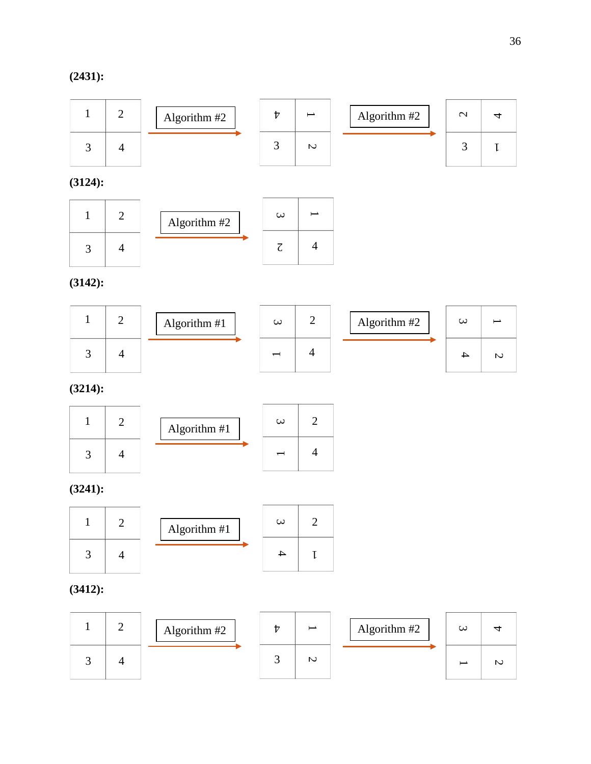**(2431):**

| 1 | 2 |
|---|---|
| 3 | 4 |

Algorithm #2 →

| 4 | 1 |
|---|---|
| 3 | 2 |

Algorithm #2 →

| 2 | 4 |
|---|---|
| 3 | 1 |

**(3124):**

| 1 | 2 |
|---|---|
| 3 | 4 |

Algorithm #2 →

| 3 | 1 |
|---|---|
| 2 | 4 |

**(3142):**

| 1 | 2 |
|---|---|
| 3 | 4 |

Algorithm #1 →

| 3 | 2 |
|---|---|
| 1 | 4 |

Algorithm #2 →

| 3 | 1 |
|---|---|
| 4 | 2 |

**(3214):**

| 1 | 2 |
|---|---|
| 3 | 4 |

Algorithm #1 →

| 3 | 2 |
|---|---|
| 1 | 4 |

**(3241):**

| 1 | 2 |
|---|---|
| 3 | 4 |

Algorithm #1 →

| 3 | 2 |
|---|---|
| 4 | 1 |

**(3412):**

| 1 | 2 |
|---|---|
| 3 | 4 |

Algorithm #2 →

| 4 | 1 |
|---|---|
| 3 | 2 |

Algorithm #2 →

| 3 | 4 |
|---|---|
| 1 | 2 |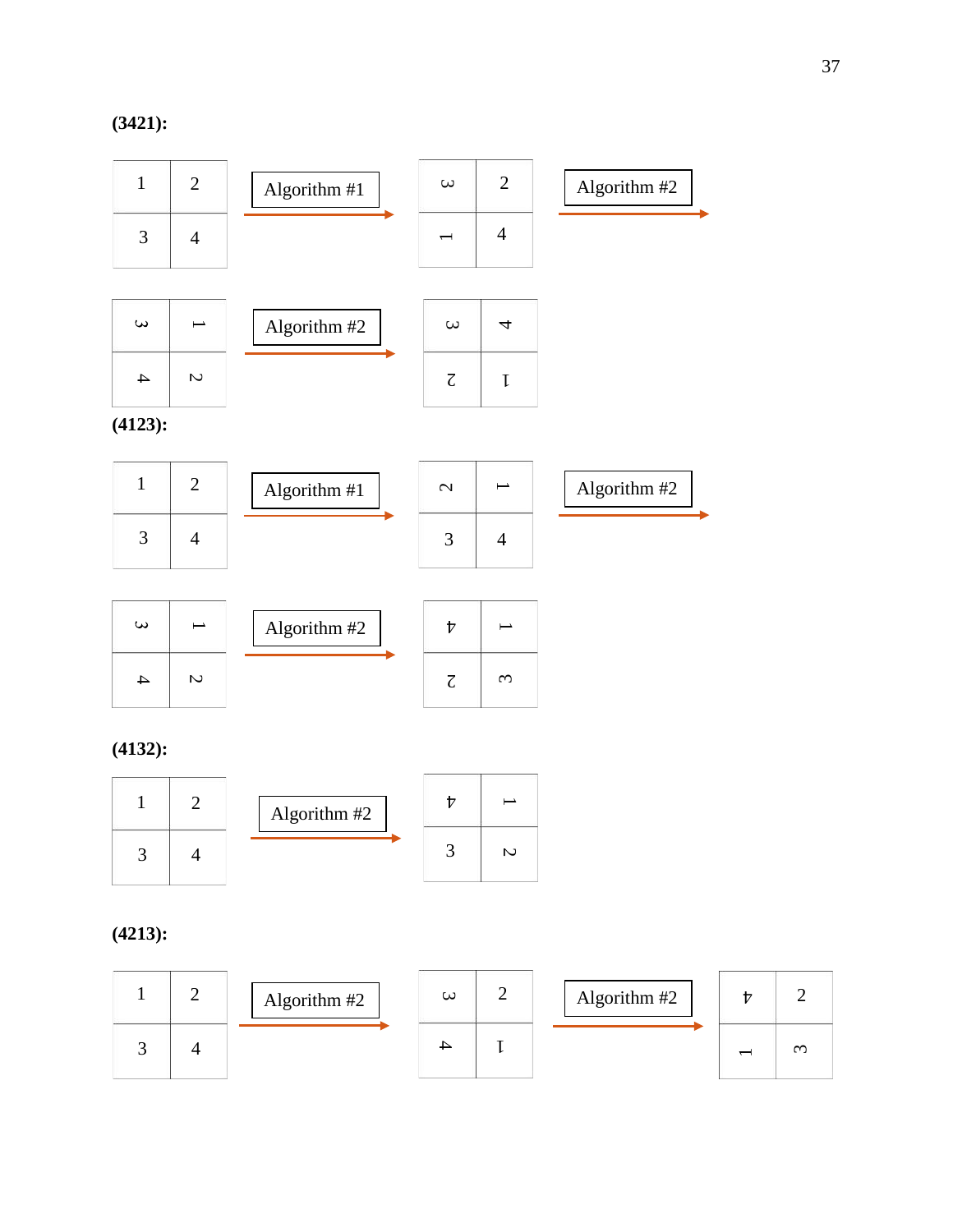**(3421):**

| 1 | 2 |
|---|---|
| 3 | 4 |

Algorithm #1 →

| 3 | 2 |
|---|---|
| 1 | 4 |

Algorithm #2 →

| 3 | 1 |
|---|---|
| 4 | 2 |

Algorithm #2 →

| 3 | 4 |
|---|---|
| 2 | 1 |

**(4123):**

| 1 | 2 |
|---|---|
| 3 | 4 |

Algorithm #1 →

| 2 | 1 |
|---|---|
| 3 | 4 |

Algorithm #2 →

| 3 | 1 |
|---|---|
| 4 | 2 |

Algorithm #2 →

| 4 | 1 |
|---|---|
| 2 | 3 |

**(4132):**

| 1 | 2 |
|---|---|
| 3 | 4 |

Algorithm #2 →

| 4 | 1 |
|---|---|
| 3 | 2 |

**(4213):**

| 1 | 2 |
|---|---|
| 3 | 4 |

Algorithm #2 →

| 3 | 2 |
|---|---|
| 4 | 1 |

Algorithm #2 →

| 4 | 2 |
|---|---|
| 1 | 3 |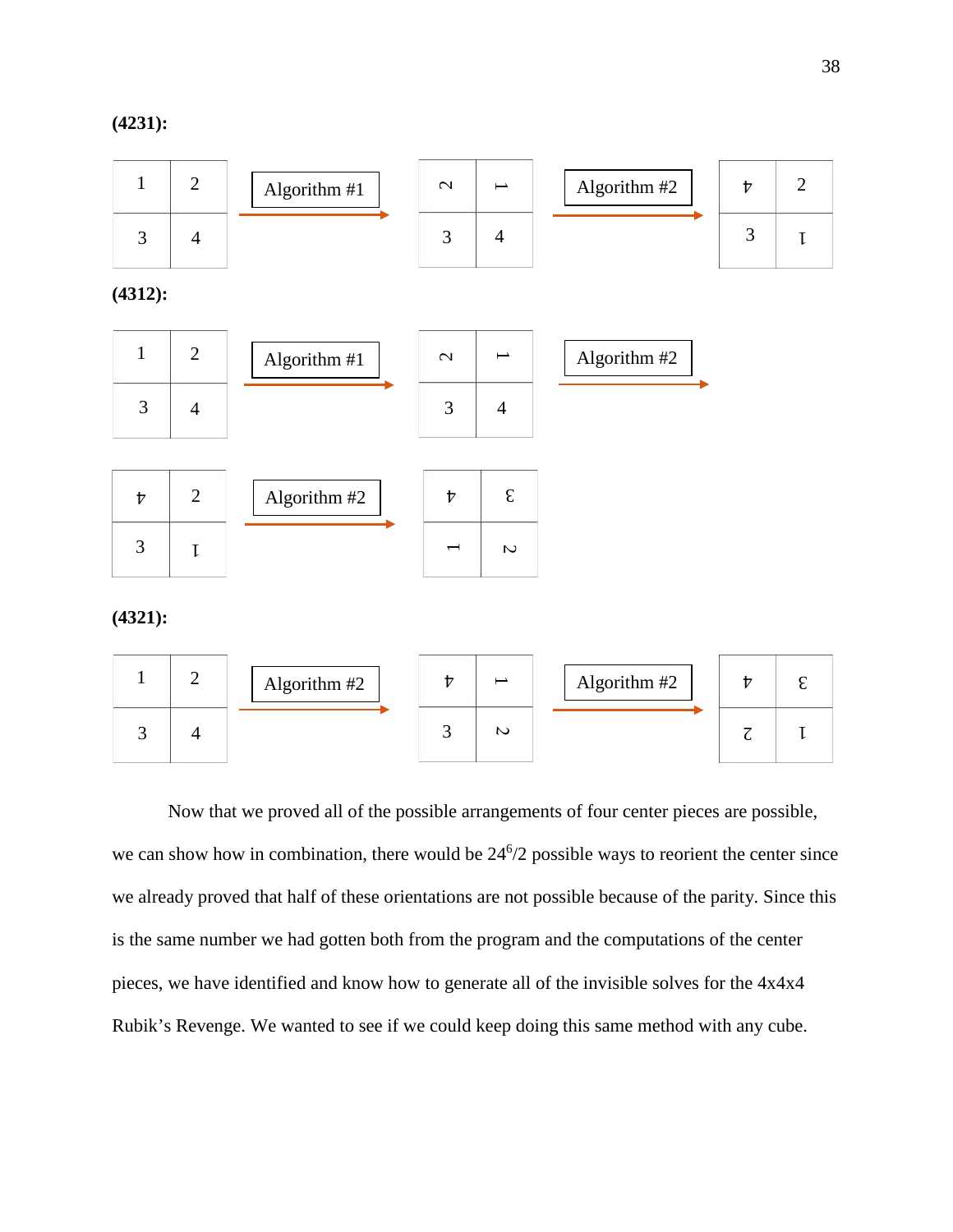**(4231):**

| 1 | 2 |
|---|---|
| 3 | 4 |

Algorithm #1 →

| 2 | 1 |
|---|---|
| 3 | 4 |

Algorithm #2 →

| 4 | 2 |
|---|---|
| 3 | 1 |

**(4312):**

| 1 | 2 |
|---|---|
| 3 | 4 |

Algorithm #1 →

| 2 | 1 |
|---|---|
| 3 | 4 |

Algorithm #2 →

| 4 | 2 |
|---|---|
| 3 | 1 |

Algorithm #2 →

| 4 | 3 |
|---|---|
| 1 | 2 |

**(4321):**

| 1 | 2 |
|---|---|
| 3 | 4 |

Algorithm #2 →

| 4 | 1 |
|---|---|
| 3 | 2 |

Algorithm #2 →

| 4 | 3 |
|---|---|
| 2 | 1 |

Now that we proved all of the possible arrangements of four center pieces are possible, we can show how in combination, there would be $24^6/2$ possible ways to reorient the center since we already proved that half of these orientations are not possible because of the parity. Since this is the same number we had gotten both from the program and the computations of the center pieces, we have identified and know how to generate all of the invisible solves for the 4x4x4 Rubik's Revenge. We wanted to see if we could keep doing this same method with any cube.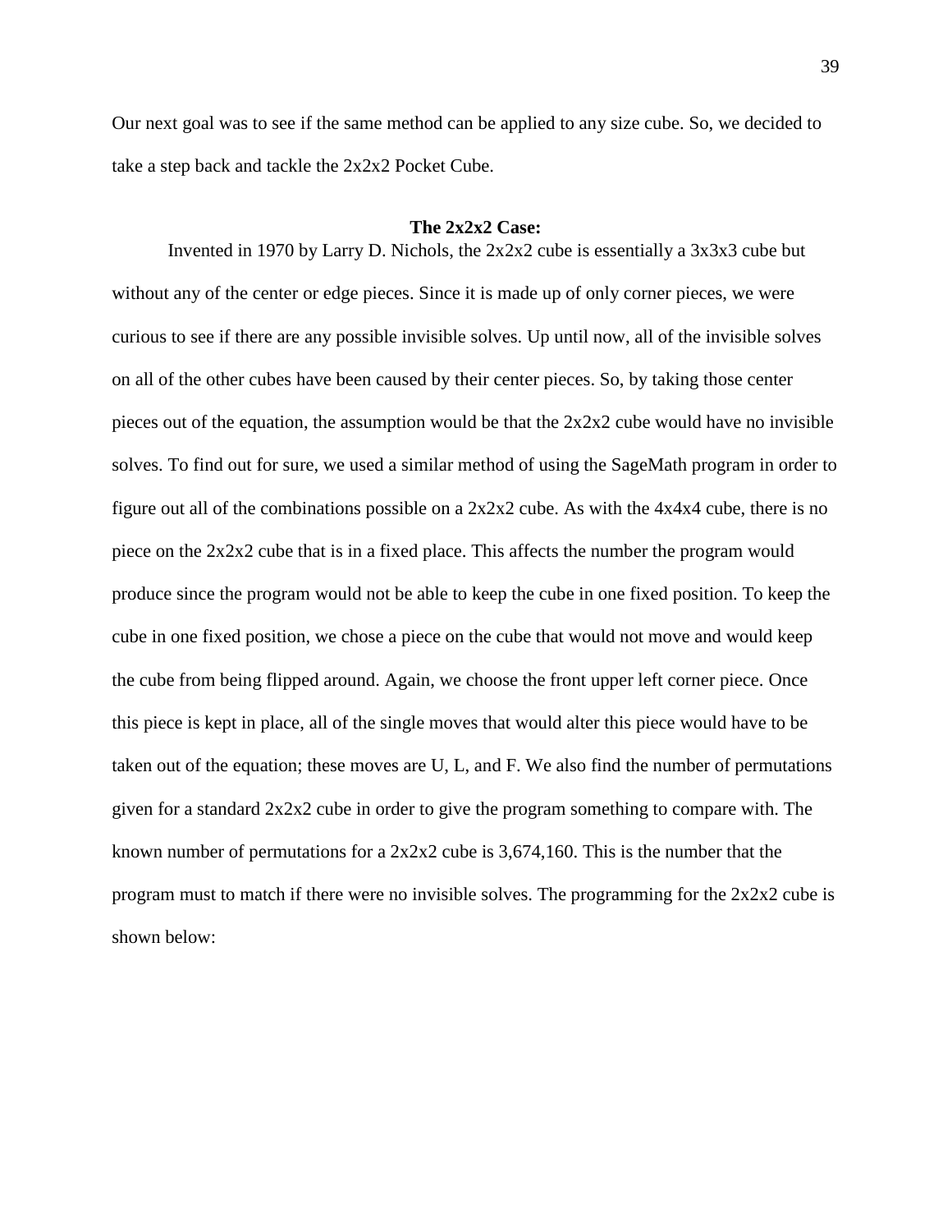Our next goal was to see if the same method can be applied to any size cube. So, we decided to take a step back and tackle the 2x2x2 Pocket Cube.

### The 2x2x2 Case:

Invented in 1970 by Larry D. Nichols, the 2x2x2 cube is essentially a 3x3x3 cube but without any of the center or edge pieces. Since it is made up of only corner pieces, we were curious to see if there are any possible invisible solves. Up until now, all of the invisible solves on all of the other cubes have been caused by their center pieces. So, by taking those center pieces out of the equation, the assumption would be that the 2x2x2 cube would have no invisible solves. To find out for sure, we used a similar method of using the SageMath program in order to figure out all of the combinations possible on a 2x2x2 cube. As with the 4x4x4 cube, there is no piece on the 2x2x2 cube that is in a fixed place. This affects the number the program would produce since the program would not be able to keep the cube in one fixed position. To keep the cube in one fixed position, we chose a piece on the cube that would not move and would keep the cube from being flipped around. Again, we choose the front upper left corner piece. Once this piece is kept in place, all of the single moves that would alter this piece would have to be taken out of the equation; these moves are U, L, and F. We also find the number of permutations given for a standard 2x2x2 cube in order to give the program something to compare with. The known number of permutations for a 2x2x2 cube is 3,674,160. This is the number that the program must to match if there were no invisible solves. The programming for the 2x2x2 cube is shown below: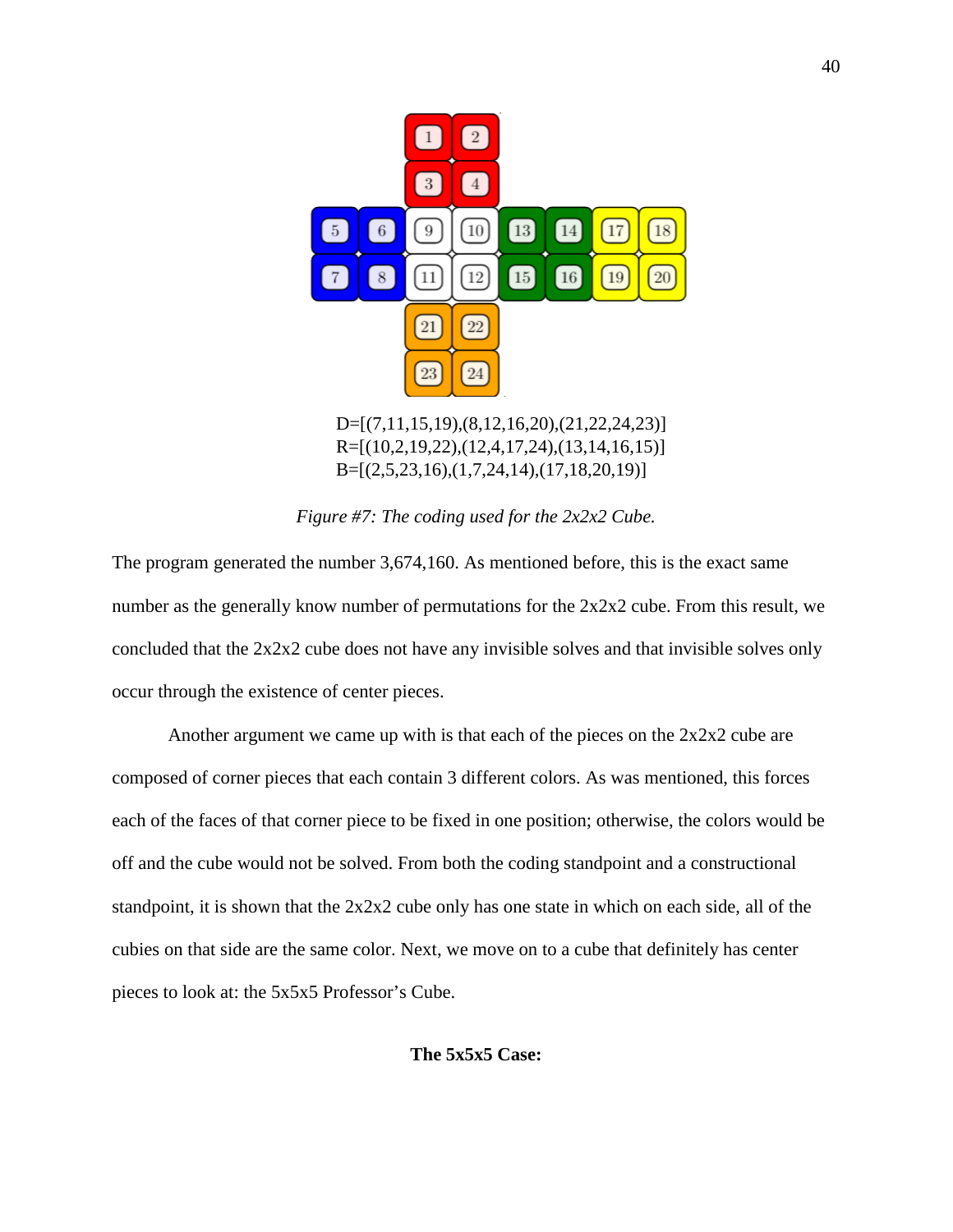D=[(7,11,15,19),(8,12,16,20),(21,22,24,23)]
R=[(10,2,19,22),(12,4,17,24),(13,14,16,15)]
B=[(2,5,23,16),(1,7,24,14),(17,18,20,19)]

*Figure #7: The coding used for the 2x2x2 Cube.*

The program generated the number 3,674,160. As mentioned before, this is the exact same number as the generally know number of permutations for the 2x2x2 cube. From this result, we concluded that the 2x2x2 cube does not have any invisible solves and that invisible solves only occur through the existence of center pieces.

Another argument we came up with is that each of the pieces on the 2x2x2 cube are composed of corner pieces that each contain 3 different colors. As was mentioned, this forces each of the faces of that corner piece to be fixed in one position; otherwise, the colors would be off and the cube would not be solved. From both the coding standpoint and a constructional standpoint, it is shown that the 2x2x2 cube only has one state in which on each side, all of the cubies on that side are the same color. Next, we move on to a cube that definitely has center pieces to look at: the 5x5x5 Professor's Cube.

**The 5x5x5 Case:**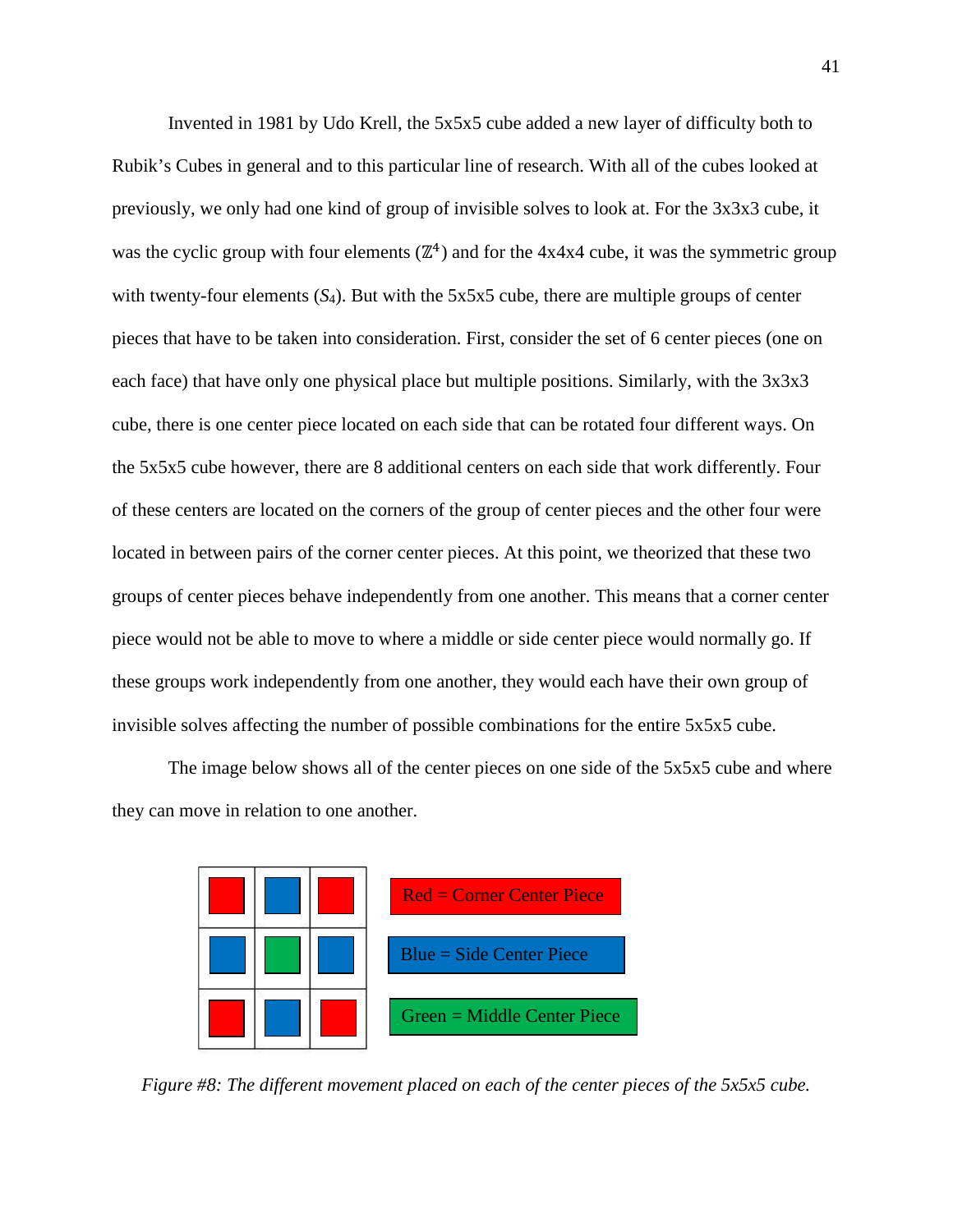Invented in 1981 by Udo Krell, the 5x5x5 cube added a new layer of difficulty both to Rubik's Cubes in general and to this particular line of research. With all of the cubes looked at previously, we only had one kind of group of invisible solves to look at. For the 3x3x3 cube, it was the cyclic group with four elements ($\mathbb{Z}^4$) and for the 4x4x4 cube, it was the symmetric group with twenty-four elements ($S_4$). But with the 5x5x5 cube, there are multiple groups of center pieces that have to be taken into consideration. First, consider the set of 6 center pieces (one on each face) that have only one physical place but multiple positions. Similarly, with the 3x3x3 cube, there is one center piece located on each side that can be rotated four different ways. On the 5x5x5 cube however, there are 8 additional centers on each side that work differently. Four of these centers are located on the corners of the group of center pieces and the other four were located in between pairs of the corner center pieces. At this point, we theorized that these two groups of center pieces behave independently from one another. This means that a corner center piece would not be able to move to where a middle or side center piece would normally go. If these groups work independently from one another, they would each have their own group of invisible solves affecting the number of possible combinations for the entire 5x5x5 cube.

The image below shows all of the center pieces on one side of the 5x5x5 cube and where they can move in relation to one another.

Red = Corner Center Piece

Blue = Side Center Piece

Green = Middle Center Piece

*Figure #8: The different movement placed on each of the center pieces of the 5x5x5 cube.*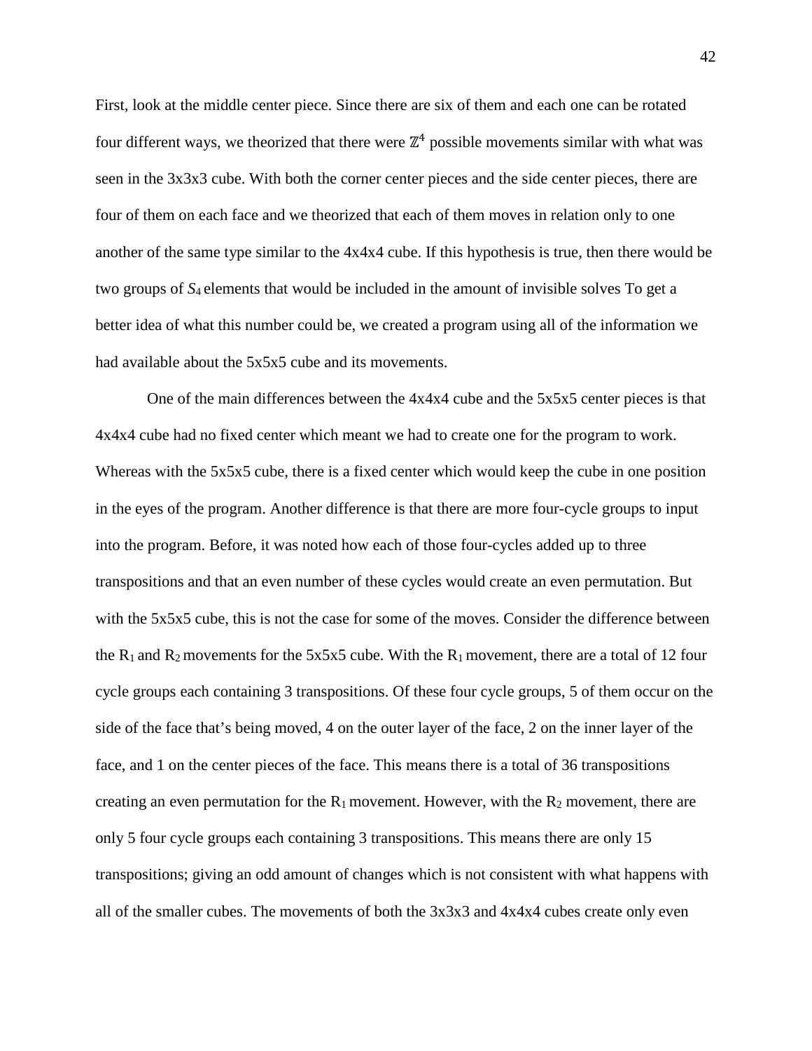First, look at the middle center piece. Since there are six of them and each one can be rotated four different ways, we theorized that there were $\mathbb{Z}^4$ possible movements similar with what was seen in the 3x3x3 cube. With both the corner center pieces and the side center pieces, there are four of them on each face and we theorized that each of them moves in relation only to one another of the same type similar to the 4x4x4 cube. If this hypothesis is true, then there would be two groups of $S_4$ elements that would be included in the amount of invisible solves To get a better idea of what this number could be, we created a program using all of the information we had available about the 5x5x5 cube and its movements.

One of the main differences between the 4x4x4 cube and the 5x5x5 center pieces is that 4x4x4 cube had no fixed center which meant we had to create one for the program to work. Whereas with the 5x5x5 cube, there is a fixed center which would keep the cube in one position in the eyes of the program. Another difference is that there are more four-cycle groups to input into the program. Before, it was noted how each of those four-cycles added up to three transpositions and that an even number of these cycles would create an even permutation. But with the 5x5x5 cube, this is not the case for some of the moves. Consider the difference between the $R_1$ and $R_2$ movements for the 5x5x5 cube. With the $R_1$ movement, there are a total of 12 four cycle groups each containing 3 transpositions. Of these four cycle groups, 5 of them occur on the side of the face that's being moved, 4 on the outer layer of the face, 2 on the inner layer of the face, and 1 on the center pieces of the face. This means there is a total of 36 transpositions creating an even permutation for the $R_1$ movement. However, with the $R_2$ movement, there are only 5 four cycle groups each containing 3 transpositions. This means there are only 15 transpositions; giving an odd amount of changes which is not consistent with what happens with all of the smaller cubes. The movements of both the 3x3x3 and 4x4x4 cubes create only even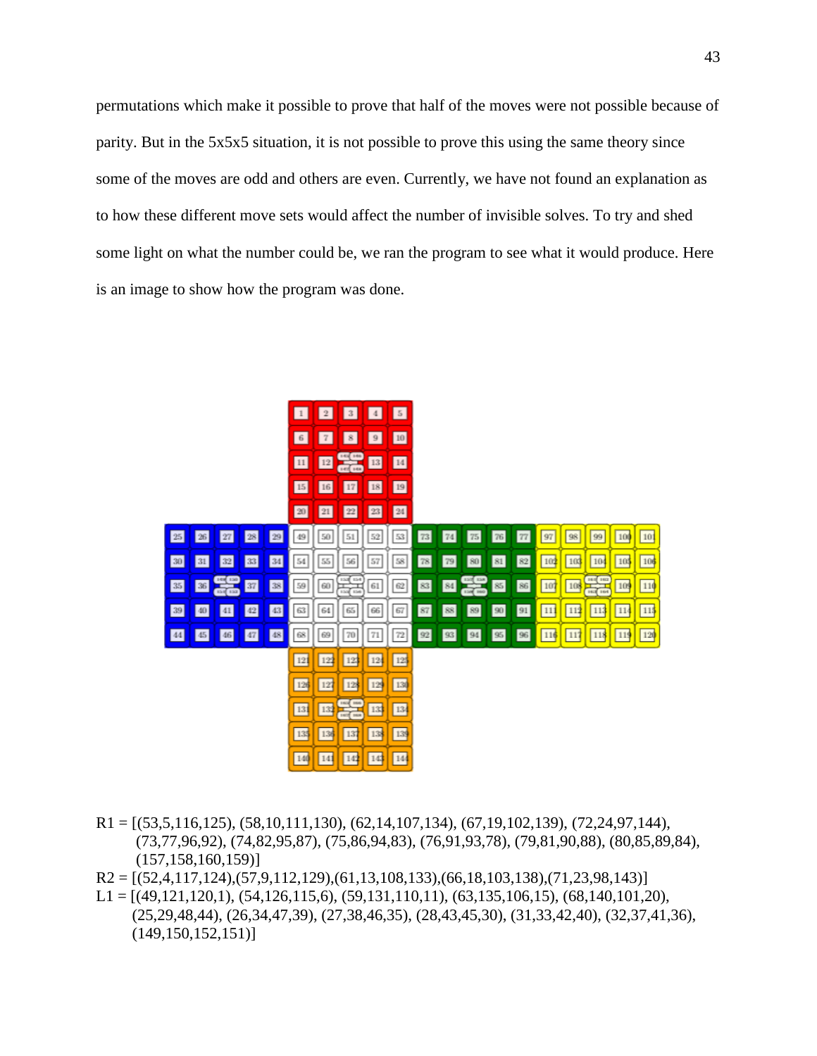permutations which make it possible to prove that half of the moves were not possible because of parity. But in the 5x5x5 situation, it is not possible to prove this using the same theory since some of the moves are odd and others are even. Currently, we have not found an explanation as to how these different move sets would affect the number of invisible solves. To try and shed some light on what the number could be, we ran the program to see what it would produce. Here is an image to show how the program was done.

R1 = [(53,5,116,125), (58,10,111,130), (62,14,107,134), (67,19,102,139), (72,24,97,144), (73,77,96,92), (74,82,95,87), (75,86,94,83), (76,91,93,78), (79,81,90,88), (80,85,89,84), (157,158,160,159)]

R2 = [(52,4,117,124),(57,9,112,129),(61,13,108,133),(66,18,103,138),(71,23,98,143)]

L1 = [(49,121,120,1), (54,126,115,6), (59,131,110,11), (63,135,106,15), (68,140,101,20), (25,29,48,44), (26,34,47,39), (27,38,46,35), (28,43,45,30), (31,33,42,40), (32,37,41,36), (149,150,152,151)]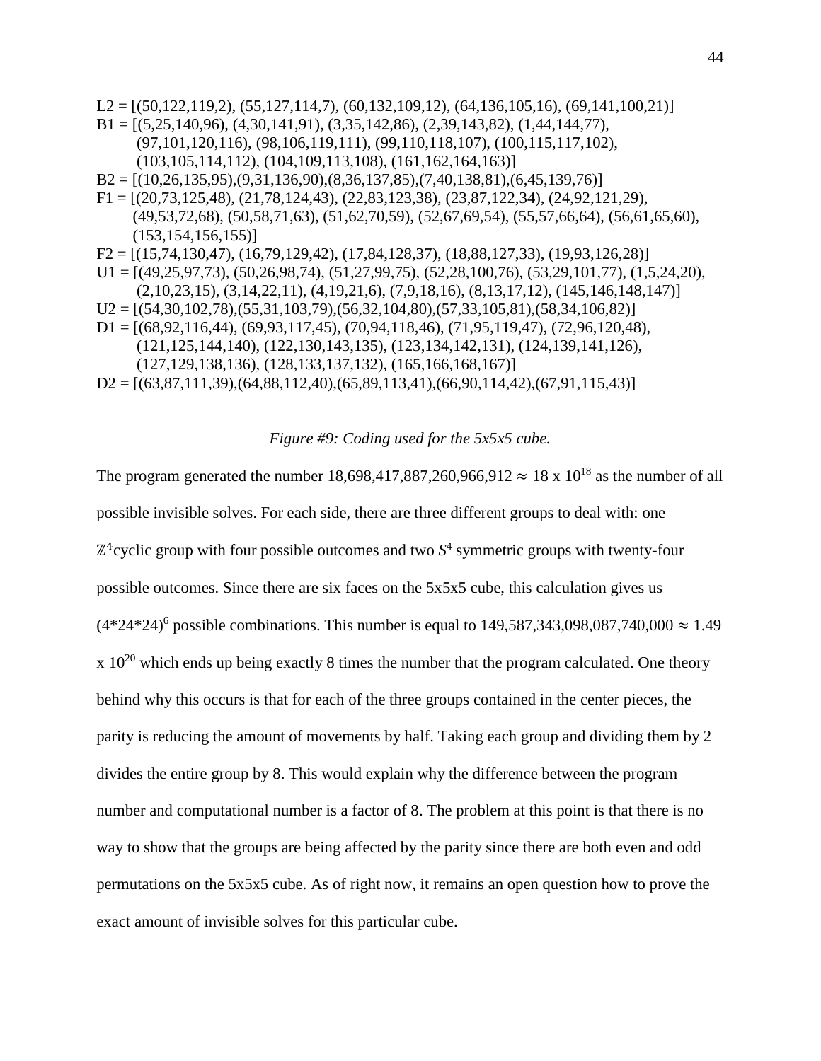L2 = [(50,122,119,2), (55,127,114,7), (60,132,109,12), (64,136,105,16), (69,141,100,21)]
B1 = [(5,25,140,96), (4,30,141,91), (3,35,142,86), (2,39,143,82), (1,44,144,77),
(97,101,120,116), (98,106,119,111), (99,110,118,107), (100,115,117,102),
(103,105,114,112), (104,109,113,108), (161,162,164,163)]
B2 = [(10,26,135,95),(9,31,136,90),(8,36,137,85),(7,40,138,81),(6,45,139,76)]
F1 = [(20,73,125,48), (21,78,124,43), (22,83,123,38), (23,87,122,34), (24,92,121,29),
(49,53,72,68), (50,58,71,63), (51,62,70,59), (52,67,69,54), (55,57,66,64), (56,61,65,60),
(153,154,156,155)]
F2 = [(15,74,130,47), (16,79,129,42), (17,84,128,37), (18,88,127,33), (19,93,126,28)]
U1 = [(49,25,97,73), (50,26,98,74), (51,27,99,75), (52,28,100,76), (53,29,101,77), (1,5,24,20),
(2,10,23,15), (3,14,22,11), (4,19,21,6), (7,9,18,16), (8,13,17,12), (145,146,148,147)]
U2 = [(54,30,102,78),(55,31,103,79),(56,32,104,80),(57,33,105,81),(58,34,106,82)]
D1 = [(68,92,116,44), (69,93,117,45), (70,94,118,46), (71,95,119,47), (72,96,120,48),
(121,125,144,140), (122,130,143,135), (123,134,142,131), (124,139,141,126),
(127,129,138,136), (128,133,137,132), (165,166,168,167)]
D2 = [(63,87,111,39),(64,88,112,40),(65,89,113,41),(66,90,114,42),(67,91,115,43)]

*Figure #9: Coding used for the 5x5x5 cube.*

The program generated the number 18,698,417,887,260,966,912 $\approx$ 18 x $10^{18}$ as the number of all possible invisible solves. For each side, there are three different groups to deal with: one $\mathbb{Z}^4$cyclic group with four possible outcomes and two $S^4$ symmetric groups with twenty-four possible outcomes. Since there are six faces on the 5x5x5 cube, this calculation gives us $(4*24*24)^6$ possible combinations. This number is equal to 149,587,343,098,087,740,000 $\approx$ 1.49 x $10^{20}$ which ends up being exactly 8 times the number that the program calculated. One theory behind why this occurs is that for each of the three groups contained in the center pieces, the parity is reducing the amount of movements by half. Taking each group and dividing them by 2 divides the entire group by 8. This would explain why the difference between the program number and computational number is a factor of 8. The problem at this point is that there is no way to show that the groups are being affected by the parity since there are both even and odd permutations on the 5x5x5 cube. As of right now, it remains an open question how to prove the exact amount of invisible solves for this particular cube.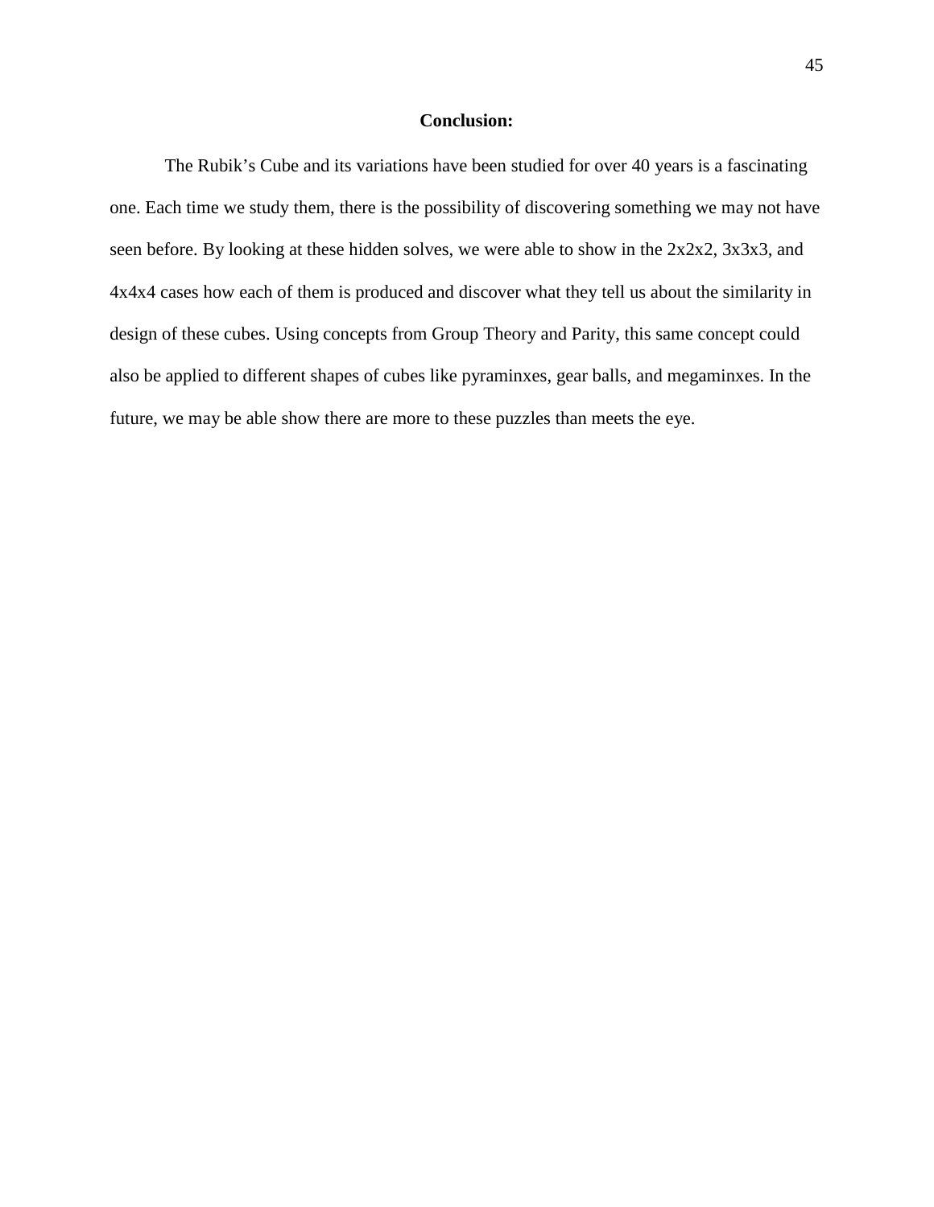## Conclusion:

The Rubik's Cube and its variations have been studied for over 40 years is a fascinating one. Each time we study them, there is the possibility of discovering something we may not have seen before. By looking at these hidden solves, we were able to show in the 2x2x2, 3x3x3, and 4x4x4 cases how each of them is produced and discover what they tell us about the similarity in design of these cubes. Using concepts from Group Theory and Parity, this same concept could also be applied to different shapes of cubes like pyraminxes, gear balls, and megaminxes. In the future, we may be able show there are more to these puzzles than meets the eye.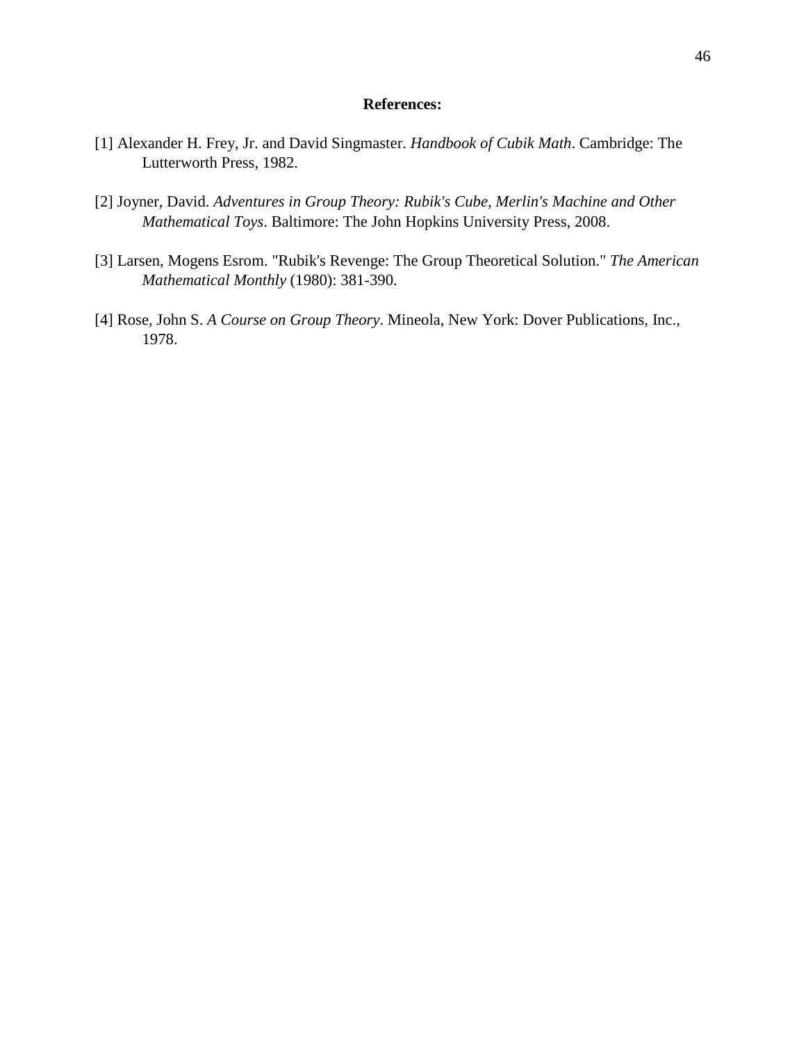**References:**

[1] Alexander H. Frey, Jr. and David Singmaster. *Handbook of Cubik Math*. Cambridge: The Lutterworth Press, 1982.

[2] Joyner, David. *Adventures in Group Theory: Rubik's Cube, Merlin's Machine and Other Mathematical Toys*. Baltimore: The John Hopkins University Press, 2008.

[3] Larsen, Mogens Esrom. "Rubik's Revenge: The Group Theoretical Solution." *The American Mathematical Monthly* (1980): 381-390.

[4] Rose, John S. *A Course on Group Theory*. Mineola, New York: Dover Publications, Inc., 1978.